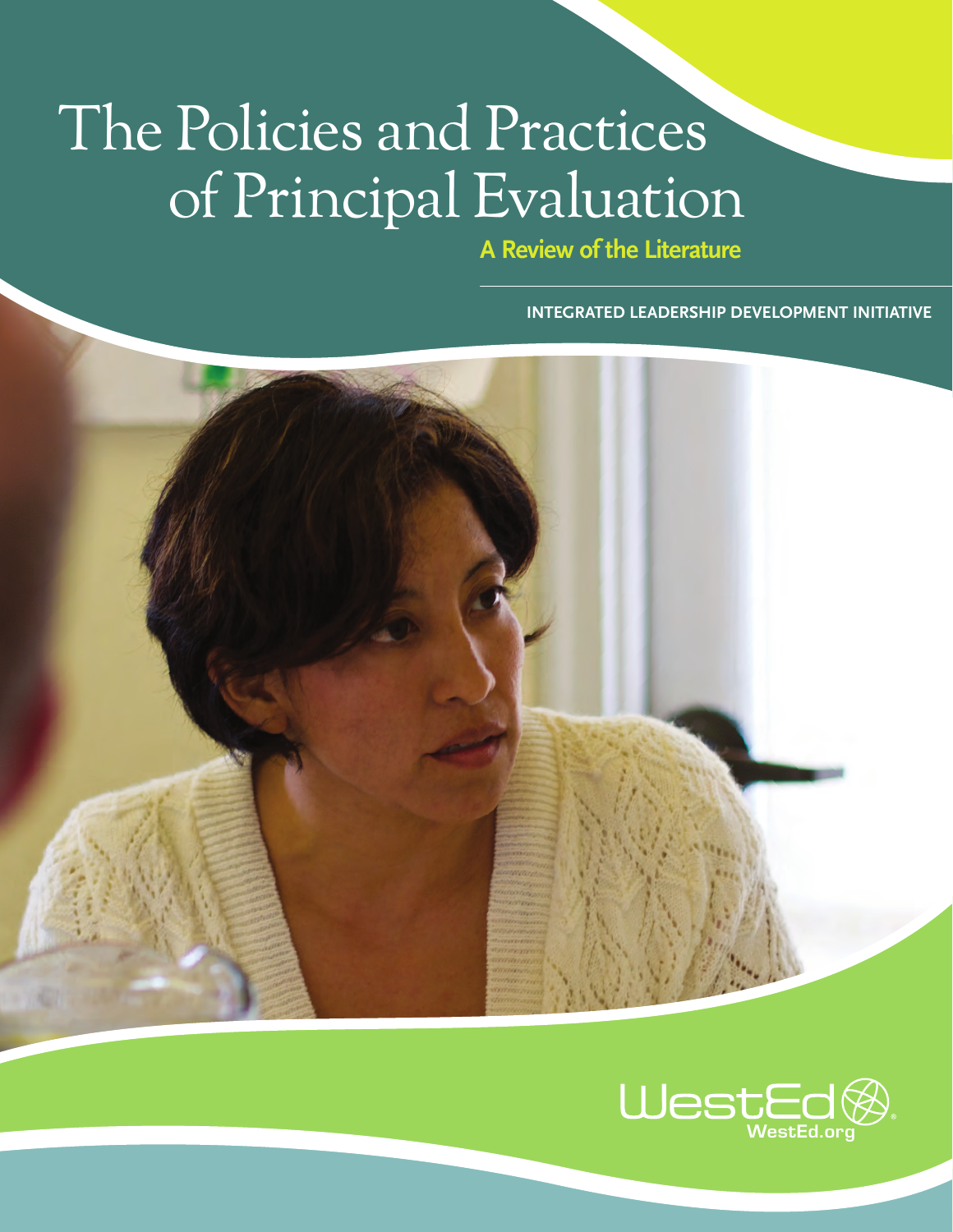# The Policies and Practices of Principal Evaluation

## A Review of the Literature

INTEGRATED LEADERSHIP DEVELOPMENT INITIATIVE

WestEd
WestEd.org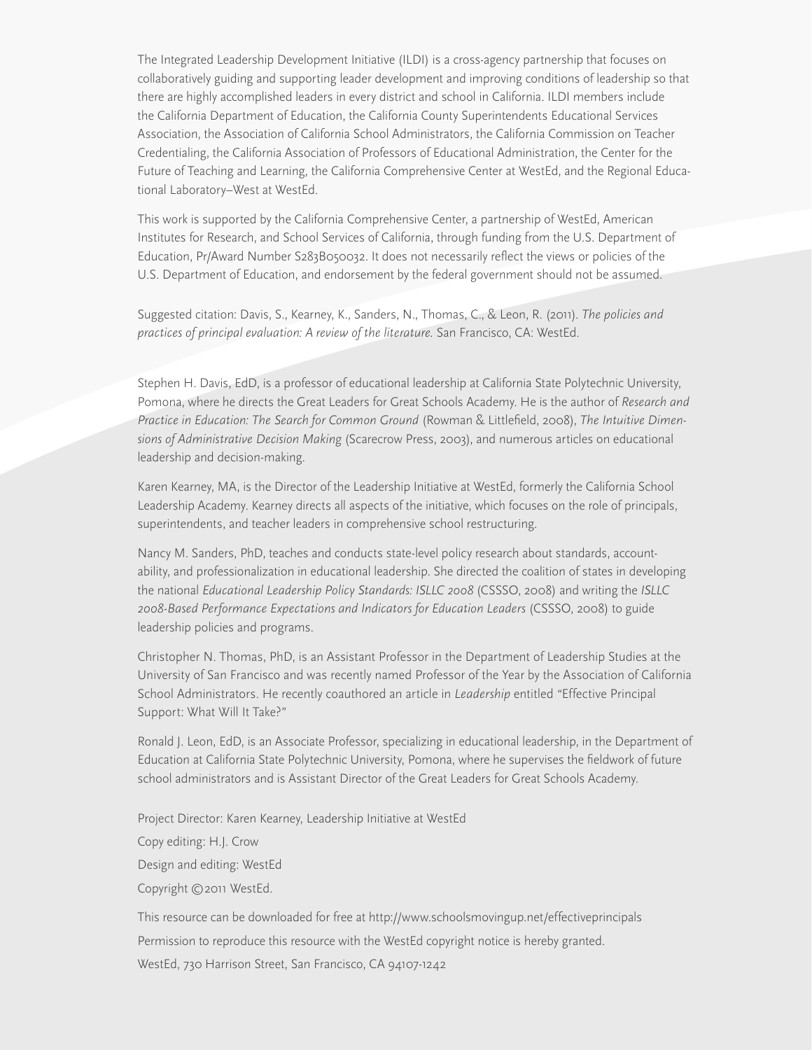The Integrated Leadership Development Initiative (ILDI) is a cross-agency partnership that focuses on collaboratively guiding and supporting leader development and improving conditions of leadership so that there are highly accomplished leaders in every district and school in California. ILDI members include the California Department of Education, the California County Superintendents Educational Services Association, the Association of California School Administrators, the California Commission on Teacher Credentialing, the California Association of Professors of Educational Administration, the Center for the Future of Teaching and Learning, the California Comprehensive Center at WestEd, and the Regional Educational Laboratory–West at WestEd.

This work is supported by the California Comprehensive Center, a partnership of WestEd, American Institutes for Research, and School Services of California, through funding from the U.S. Department of Education, Pr/Award Number S283B050032. It does not necessarily reflect the views or policies of the U.S. Department of Education, and endorsement by the federal government should not be assumed.

Suggested citation: Davis, S., Kearney, K., Sanders, N., Thomas, C., & Leon, R. (2011). *The policies and practices of principal evaluation: A review of the literature.* San Francisco, CA: WestEd.

Stephen H. Davis, EdD, is a professor of educational leadership at California State Polytechnic University, Pomona, where he directs the Great Leaders for Great Schools Academy. He is the author of *Research and Practice in Education: The Search for Common Ground* (Rowman & Littlefield, 2008), *The Intuitive Dimensions of Administrative Decision Making* (Scarecrow Press, 2003), and numerous articles on educational leadership and decision-making.

Karen Kearney, MA, is the Director of the Leadership Initiative at WestEd, formerly the California School Leadership Academy. Kearney directs all aspects of the initiative, which focuses on the role of principals, superintendents, and teacher leaders in comprehensive school restructuring.

Nancy M. Sanders, PhD, teaches and conducts state-level policy research about standards, accountability, and professionalization in educational leadership. She directed the coalition of states in developing the national *Educational Leadership Policy Standards: ISLLC 2008* (CSSSO, 2008) and writing the *ISLLC 2008-Based Performance Expectations and Indicators for Education Leaders* (CSSSO, 2008) to guide leadership policies and programs.

Christopher N. Thomas, PhD, is an Assistant Professor in the Department of Leadership Studies at the University of San Francisco and was recently named Professor of the Year by the Association of California School Administrators. He recently coauthored an article in *Leadership* entitled "Effective Principal Support: What Will It Take?"

Ronald J. Leon, EdD, is an Associate Professor, specializing in educational leadership, in the Department of Education at California State Polytechnic University, Pomona, where he supervises the fieldwork of future school administrators and is Assistant Director of the Great Leaders for Great Schools Academy.

Project Director: Karen Kearney, Leadership Initiative at WestEd

Copy editing: H.J. Crow

Design and editing: WestEd

Copyright © 2011 WestEd.

This resource can be downloaded for free at http://www.schoolsmovingup.net/effectiveprincipals

Permission to reproduce this resource with the WestEd copyright notice is hereby granted.

WestEd, 730 Harrison Street, San Francisco, CA 94107-1242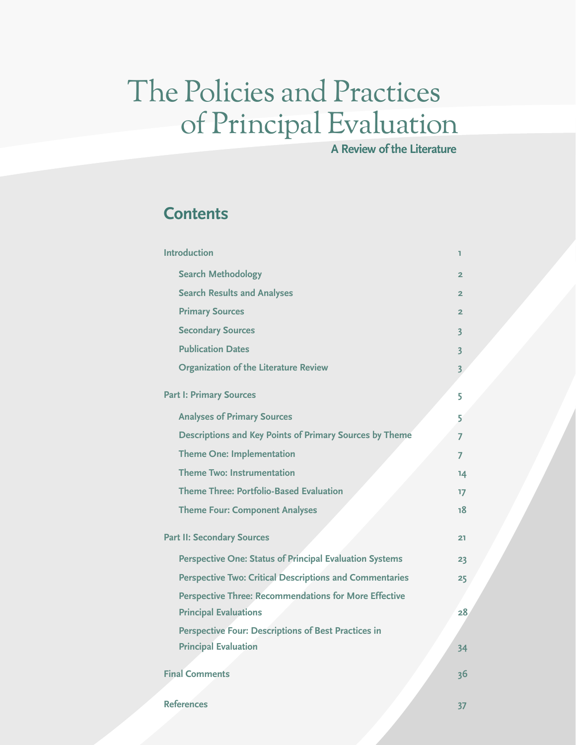# The Policies and Practices of Principal Evaluation

**A Review of the Literature**

## Contents

| | |
|---|---|
| **Introduction** | 1 |
| Search Methodology | 2 |
| Search Results and Analyses | 2 |
| Primary Sources | 2 |
| Secondary Sources | 3 |
| Publication Dates | 3 |
| Organization of the Literature Review | 3 |
| **Part I: Primary Sources** | 5 |
| Analyses of Primary Sources | 5 |
| Descriptions and Key Points of Primary Sources by Theme | 7 |
| Theme One: Implementation | 7 |
| Theme Two: Instrumentation | 14 |
| Theme Three: Portfolio-Based Evaluation | 17 |
| Theme Four: Component Analyses | 18 |
| **Part II: Secondary Sources** | 21 |
| Perspective One: Status of Principal Evaluation Systems | 23 |
| Perspective Two: Critical Descriptions and Commentaries | 25 |
| Perspective Three: Recommendations for More Effective Principal Evaluations | 28 |
| Perspective Four: Descriptions of Best Practices in Principal Evaluation | 34 |
| **Final Comments** | 36 |
| **References** | 37 |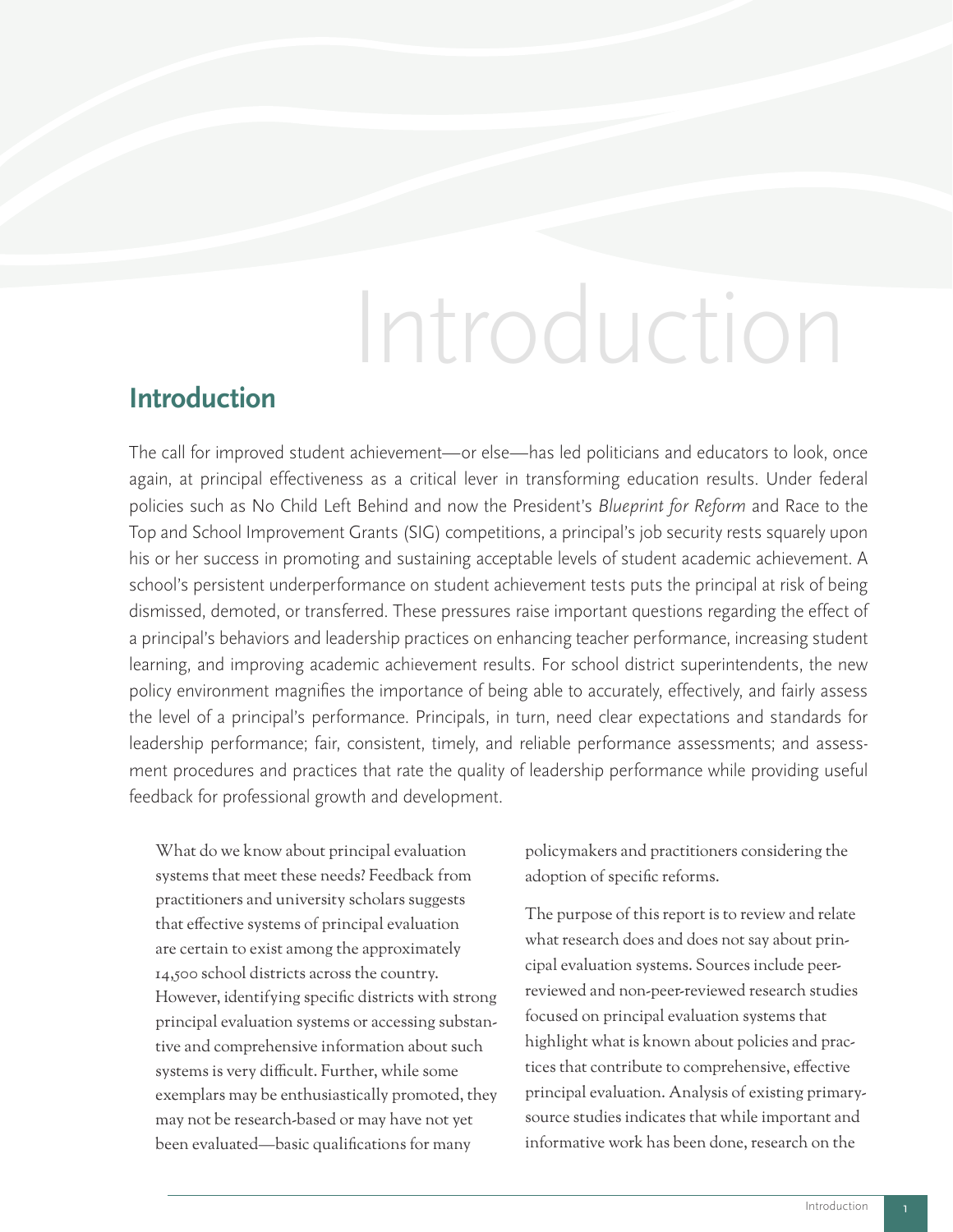# Introduction

The call for improved student achievement—or else—has led politicians and educators to look, once again, at principal effectiveness as a critical lever in transforming education results. Under federal policies such as No Child Left Behind and now the President's *Blueprint for Reform* and Race to the Top and School Improvement Grants (SIG) competitions, a principal's job security rests squarely upon his or her success in promoting and sustaining acceptable levels of student academic achievement. A school's persistent underperformance on student achievement tests puts the principal at risk of being dismissed, demoted, or transferred. These pressures raise important questions regarding the effect of a principal's behaviors and leadership practices on enhancing teacher performance, increasing student learning, and improving academic achievement results. For school district superintendents, the new policy environment magnifies the importance of being able to accurately, effectively, and fairly assess the level of a principal's performance. Principals, in turn, need clear expectations and standards for leadership performance; fair, consistent, timely, and reliable performance assessments; and assessment procedures and practices that rate the quality of leadership performance while providing useful feedback for professional growth and development.

What do we know about principal evaluation systems that meet these needs? Feedback from practitioners and university scholars suggests that effective systems of principal evaluation are certain to exist among the approximately 14,500 school districts across the country. However, identifying specific districts with strong principal evaluation systems or accessing substantive and comprehensive information about such systems is very difficult. Further, while some exemplars may be enthusiastically promoted, they may not be research-based or may have not yet been evaluated—basic qualifications for many policymakers and practitioners considering the adoption of specific reforms.

The purpose of this report is to review and relate what research does and does not say about principal evaluation systems. Sources include peer-reviewed and non-peer-reviewed research studies focused on principal evaluation systems that highlight what is known about policies and practices that contribute to comprehensive, effective principal evaluation. Analysis of existing primary-source studies indicates that while important and informative work has been done, research on the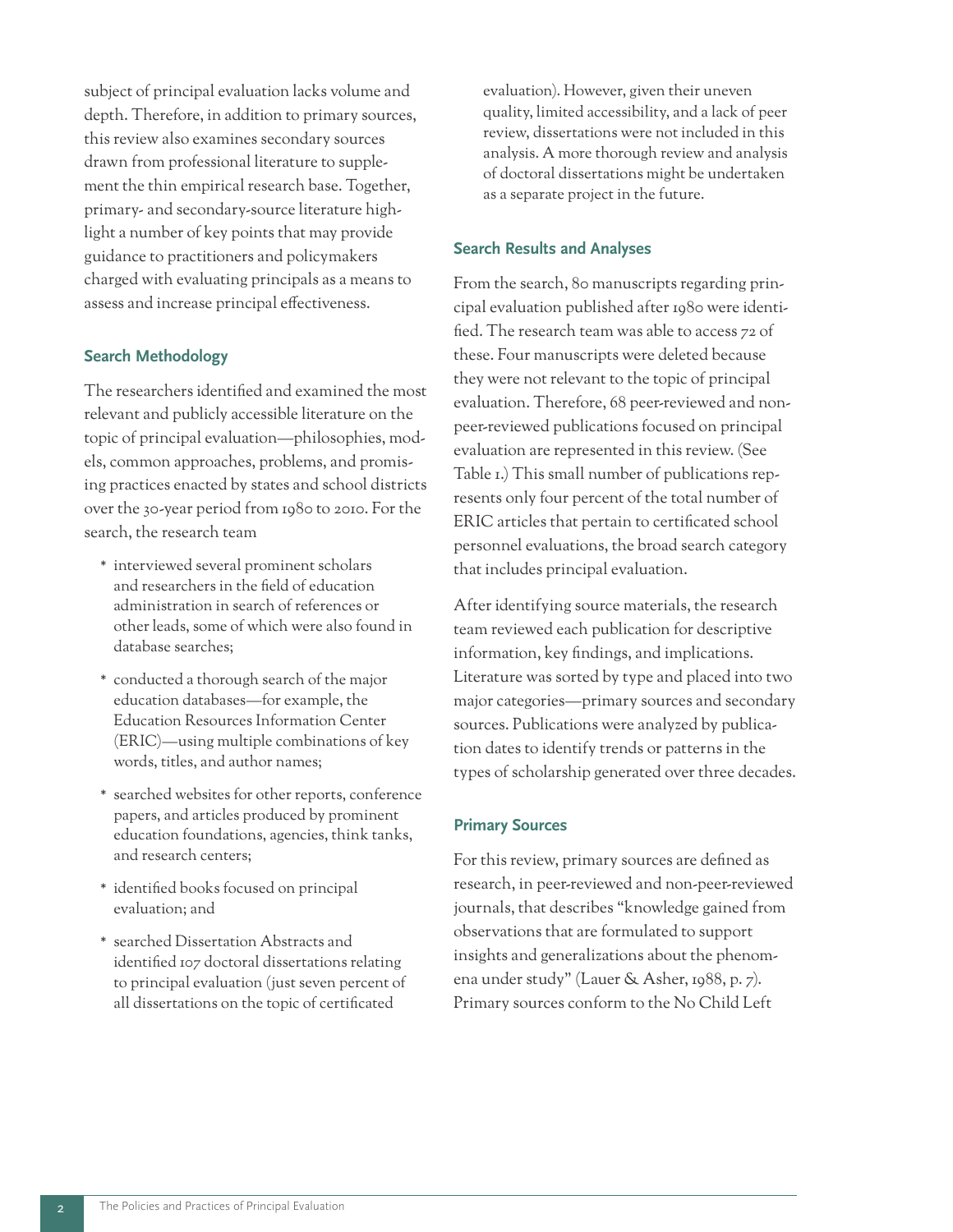subject of principal evaluation lacks volume and depth. Therefore, in addition to primary sources, this review also examines secondary sources drawn from professional literature to supplement the thin empirical research base. Together, primary- and secondary-source literature highlight a number of key points that may provide guidance to practitioners and policymakers charged with evaluating principals as a means to assess and increase principal effectiveness.

### Search Methodology

The researchers identified and examined the most relevant and publicly accessible literature on the topic of principal evaluation—philosophies, models, common approaches, problems, and promising practices enacted by states and school districts over the 30-year period from 1980 to 2010. For the search, the research team

* interviewed several prominent scholars and researchers in the field of education administration in search of references or other leads, some of which were also found in database searches;
* conducted a thorough search of the major education databases—for example, the Education Resources Information Center (ERIC)—using multiple combinations of key words, titles, and author names;
* searched websites for other reports, conference papers, and articles produced by prominent education foundations, agencies, think tanks, and research centers;
* identified books focused on principal evaluation; and
* searched Dissertation Abstracts and identified 107 doctoral dissertations relating to principal evaluation (just seven percent of all dissertations on the topic of certificated evaluation). However, given their uneven quality, limited accessibility, and a lack of peer review, dissertations were not included in this analysis. A more thorough review and analysis of doctoral dissertations might be undertaken as a separate project in the future.

### Search Results and Analyses

From the search, 80 manuscripts regarding principal evaluation published after 1980 were identified. The research team was able to access 72 of these. Four manuscripts were deleted because they were not relevant to the topic of principal evaluation. Therefore, 68 peer-reviewed and non-peer-reviewed publications focused on principal evaluation are represented in this review. (See Table 1.) This small number of publications represents only four percent of the total number of ERIC articles that pertain to certificated school personnel evaluations, the broad search category that includes principal evaluation.

After identifying source materials, the research team reviewed each publication for descriptive information, key findings, and implications. Literature was sorted by type and placed into two major categories—primary sources and secondary sources. Publications were analyzed by publication dates to identify trends or patterns in the types of scholarship generated over three decades.

### Primary Sources

For this review, primary sources are defined as research, in peer-reviewed and non-peer-reviewed journals, that describes "knowledge gained from observations that are formulated to support insights and generalizations about the phenomena under study" (Lauer & Asher, 1988, p. 7). Primary sources conform to the No Child Left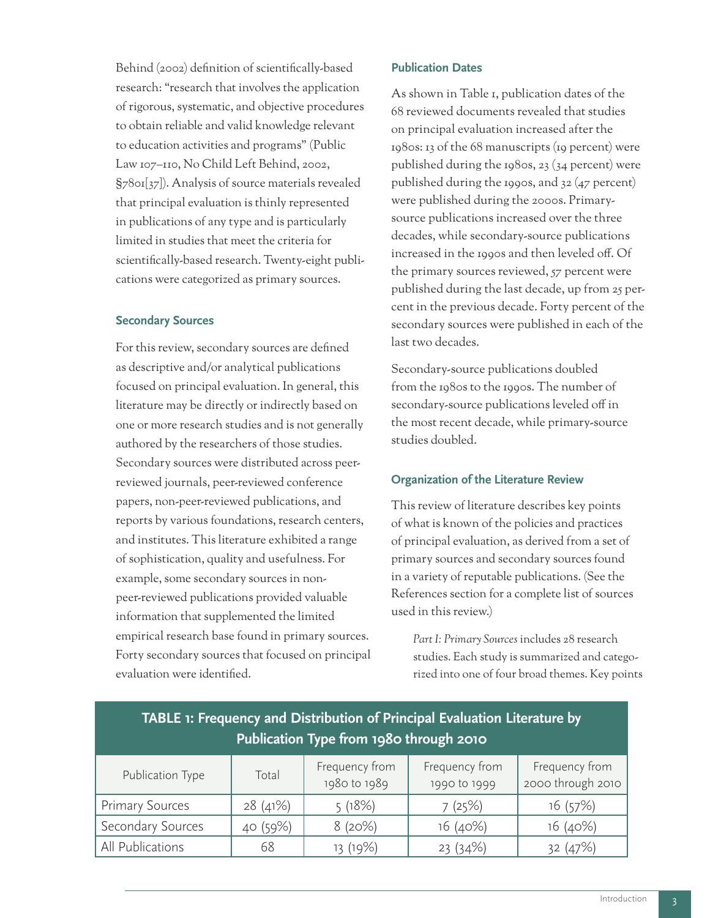Behind (2002) definition of scientifically-based research: "research that involves the application of rigorous, systematic, and objective procedures to obtain reliable and valid knowledge relevant to education activities and programs" (Public Law 107–110, No Child Left Behind, 2002, §7801[37]). Analysis of source materials revealed that principal evaluation is thinly represented in publications of any type and is particularly limited in studies that meet the criteria for scientifically-based research. Twenty-eight publications were categorized as primary sources.

### Secondary Sources

For this review, secondary sources are defined as descriptive and/or analytical publications focused on principal evaluation. In general, this literature may be directly or indirectly based on one or more research studies and is not generally authored by the researchers of those studies. Secondary sources were distributed across peer-reviewed journals, peer-reviewed conference papers, non-peer-reviewed publications, and reports by various foundations, research centers, and institutes. This literature exhibited a range of sophistication, quality and usefulness. For example, some secondary sources in non-peer-reviewed publications provided valuable information that supplemented the limited empirical research base found in primary sources. Forty secondary sources that focused on principal evaluation were identified.

### Publication Dates

As shown in Table 1, publication dates of the 68 reviewed documents revealed that studies on principal evaluation increased after the 1980s: 13 of the 68 manuscripts (19 percent) were published during the 1980s, 23 (34 percent) were published during the 1990s, and 32 (47 percent) were published during the 2000s. Primary-source publications increased over the three decades, while secondary-source publications increased in the 1990s and then leveled off. Of the primary sources reviewed, 57 percent were published during the last decade, up from 25 percent in the previous decade. Forty percent of the secondary sources were published in each of the last two decades.

Secondary-source publications doubled from the 1980s to the 1990s. The number of secondary-source publications leveled off in the most recent decade, while primary-source studies doubled.

### Organization of the Literature Review

This review of literature describes key points of what is known of the policies and practices of principal evaluation, as derived from a set of primary sources and secondary sources found in a variety of reputable publications. (See the References section for a complete list of sources used in this review.)

> *Part I: Primary Sources* includes 28 research studies. Each study is summarized and categorized into one of four broad themes. Key points

**TABLE 1: Frequency and Distribution of Principal Evaluation Literature by Publication Type from 1980 through 2010**

| Publication Type | Total | Frequency from 1980 to 1989 | Frequency from 1990 to 1999 | Frequency from 2000 through 2010 |
|---|---|---|---|---|
| Primary Sources | 28 (41%) | 5 (18%) | 7 (25%) | 16 (57%) |
| Secondary Sources | 40 (59%) | 8 (20%) | 16 (40%) | 16 (40%) |
| All Publications | 68 | 13 (19%) | 23 (34%) | 32 (47%) |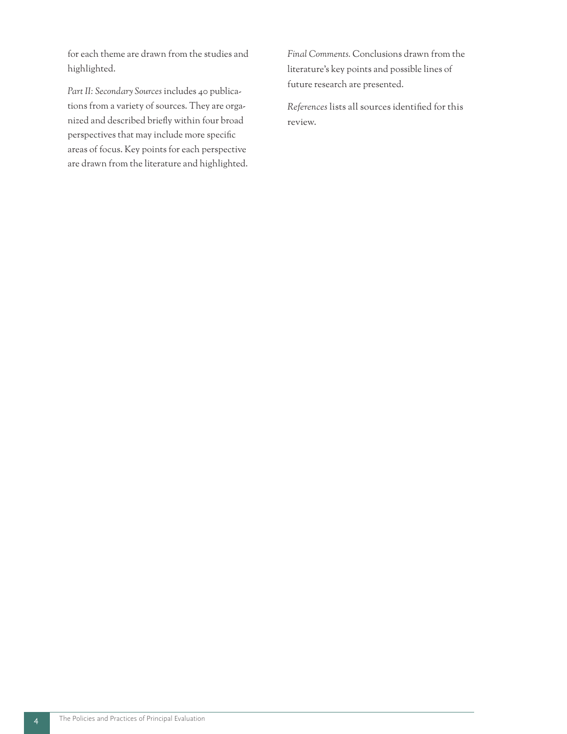for each theme are drawn from the studies and highlighted.

*Part II: Secondary Sources* includes 40 publications from a variety of sources. They are organized and described briefly within four broad perspectives that may include more specific areas of focus. Key points for each perspective are drawn from the literature and highlighted.

*Final Comments.* Conclusions drawn from the literature's key points and possible lines of future research are presented.

*References* lists all sources identified for this review.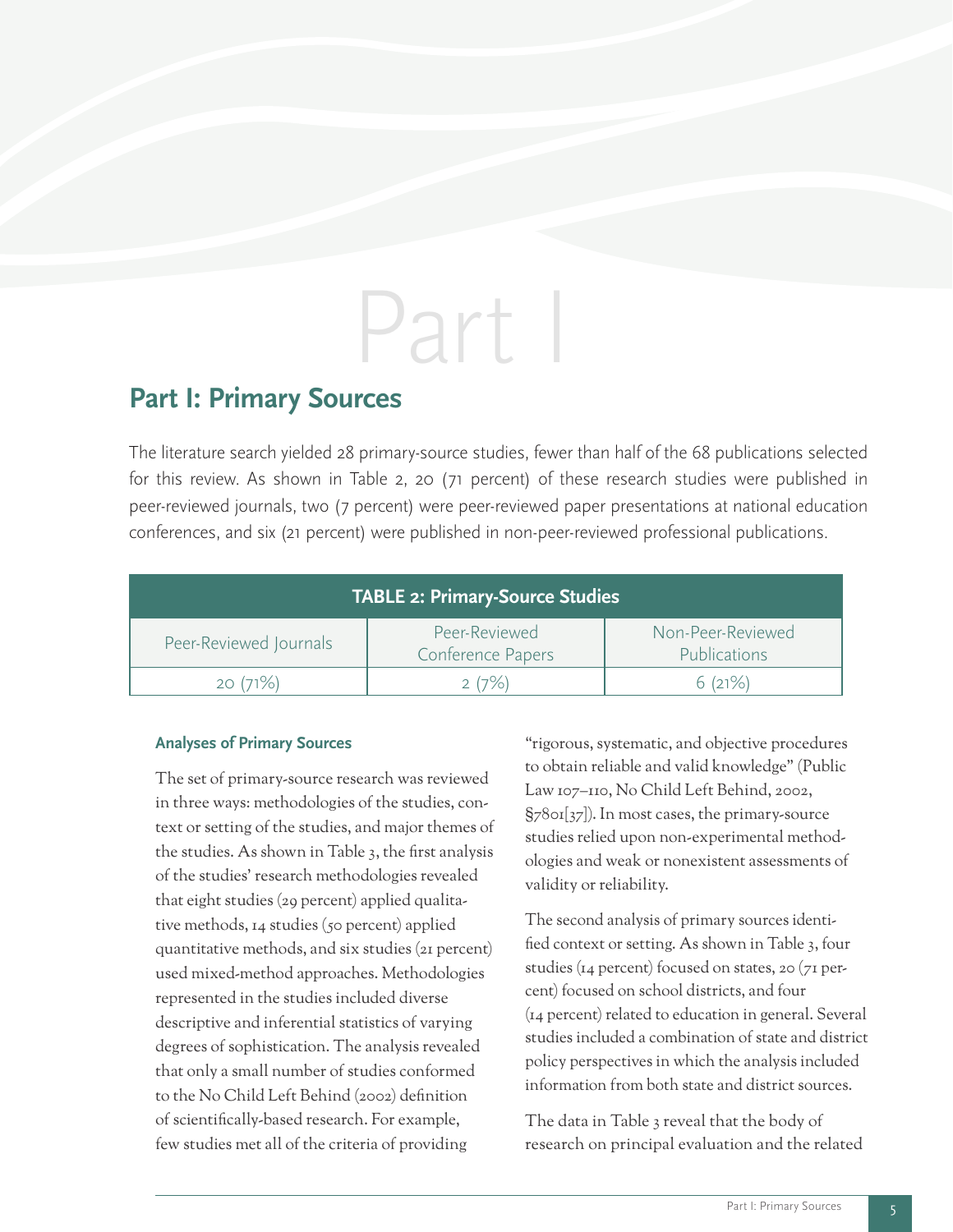# Part I: Primary Sources

The literature search yielded 28 primary-source studies, fewer than half of the 68 publications selected for this review. As shown in Table 2, 20 (71 percent) of these research studies were published in peer-reviewed journals, two (7 percent) were peer-reviewed paper presentations at national education conferences, and six (21 percent) were published in non-peer-reviewed professional publications.

**TABLE 2: Primary-Source Studies**

| Peer-Reviewed Journals | Peer-Reviewed Conference Papers | Non-Peer-Reviewed Publications |
|---|---|---|
| 20 (71%) | 2 (7%) | 6 (21%) |

### Analyses of Primary Sources

The set of primary-source research was reviewed in three ways: methodologies of the studies, context or setting of the studies, and major themes of the studies. As shown in Table 3, the first analysis of the studies' research methodologies revealed that eight studies (29 percent) applied qualitative methods, 14 studies (50 percent) applied quantitative methods, and six studies (21 percent) used mixed-method approaches. Methodologies represented in the studies included diverse descriptive and inferential statistics of varying degrees of sophistication. The analysis revealed that only a small number of studies conformed to the No Child Left Behind (2002) definition of scientifically-based research. For example, few studies met all of the criteria of providing "rigorous, systematic, and objective procedures to obtain reliable and valid knowledge" (Public Law 107–110, No Child Left Behind, 2002, §7801[37]). In most cases, the primary-source studies relied upon non-experimental methodologies and weak or nonexistent assessments of validity or reliability.

The second analysis of primary sources identified context or setting. As shown in Table 3, four studies (14 percent) focused on states, 20 (71 percent) focused on school districts, and four (14 percent) related to education in general. Several studies included a combination of state and district policy perspectives in which the analysis included information from both state and district sources.

The data in Table 3 reveal that the body of research on principal evaluation and the related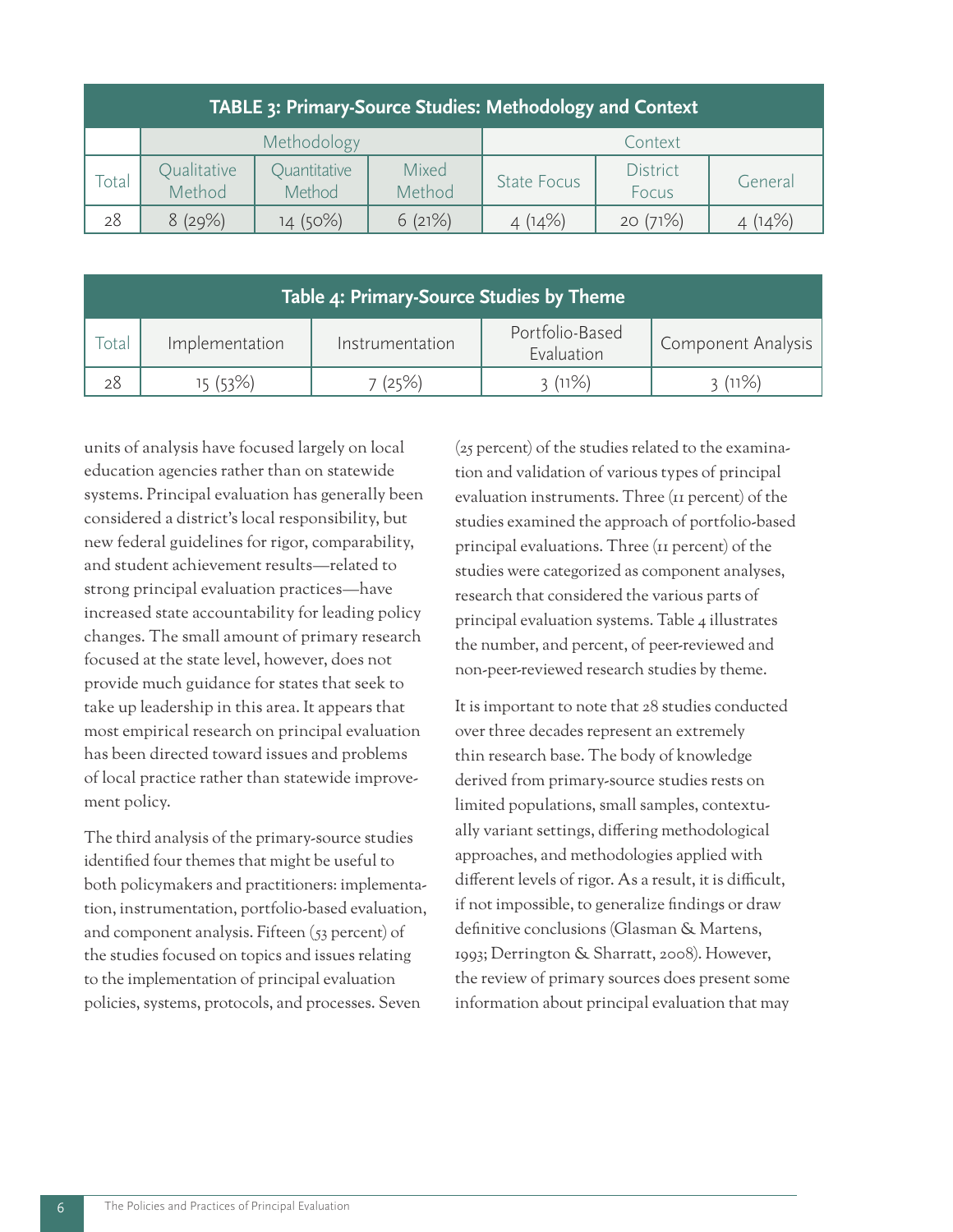**TABLE 3: Primary-Source Studies: Methodology and Context**

| | Methodology | | | Context | | |
|---|---|---|---|---|---|---|
| Total | Qualitative Method | Quantitative Method | Mixed Method | State Focus | District Focus | General |
| 28 | 8 (29%) | 14 (50%) | 6 (21%) | 4 (14%) | 20 (71%) | 4 (14%) |

**Table 4: Primary-Source Studies by Theme**

| Total | Implementation | Instrumentation | Portfolio-Based Evaluation | Component Analysis |
|---|---|---|---|---|
| 28 | 15 (53%) | 7 (25%) | 3 (11%) | 3 (11%) |

units of analysis have focused largely on local education agencies rather than on statewide systems. Principal evaluation has generally been considered a district's local responsibility, but new federal guidelines for rigor, comparability, and student achievement results—related to strong principal evaluation practices—have increased state accountability for leading policy changes. The small amount of primary research focused at the state level, however, does not provide much guidance for states that seek to take up leadership in this area. It appears that most empirical research on principal evaluation has been directed toward issues and problems of local practice rather than statewide improvement policy.

The third analysis of the primary-source studies identified four themes that might be useful to both policymakers and practitioners: implementation, instrumentation, portfolio-based evaluation, and component analysis. Fifteen (53 percent) of the studies focused on topics and issues relating to the implementation of principal evaluation policies, systems, protocols, and processes. Seven (25 percent) of the studies related to the examination and validation of various types of principal evaluation instruments. Three (11 percent) of the studies examined the approach of portfolio-based principal evaluations. Three (11 percent) of the studies were categorized as component analyses, research that considered the various parts of principal evaluation systems. Table 4 illustrates the number, and percent, of peer-reviewed and non-peer-reviewed research studies by theme.

It is important to note that 28 studies conducted over three decades represent an extremely thin research base. The body of knowledge derived from primary-source studies rests on limited populations, small samples, contextually variant settings, differing methodological approaches, and methodologies applied with different levels of rigor. As a result, it is difficult, if not impossible, to generalize findings or draw definitive conclusions (Glasman & Martens, 1993; Derrington & Sharratt, 2008). However, the review of primary sources does present some information about principal evaluation that may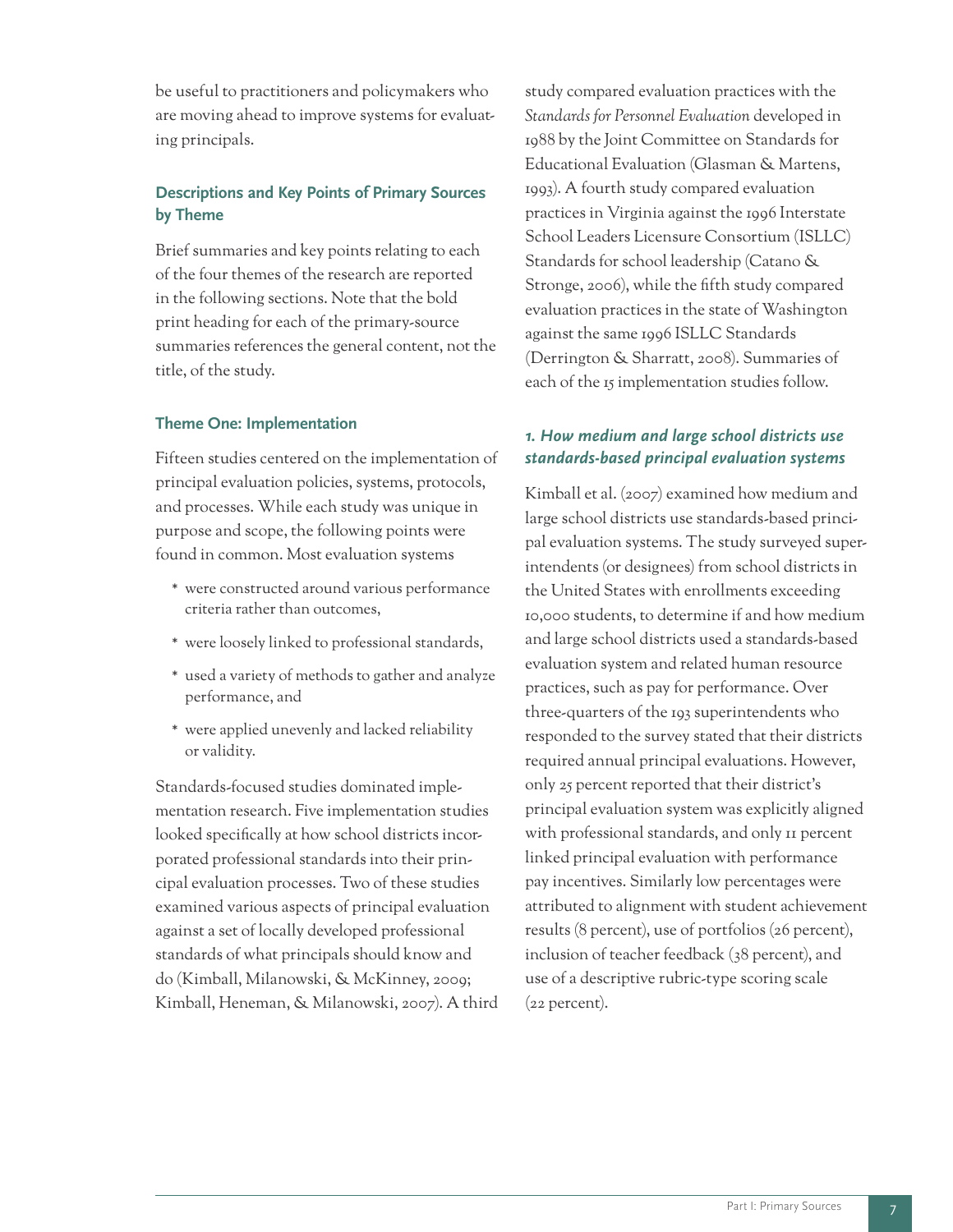be useful to practitioners and policymakers who are moving ahead to improve systems for evaluating principals.

## Descriptions and Key Points of Primary Sources by Theme

Brief summaries and key points relating to each of the four themes of the research are reported in the following sections. Note that the bold print heading for each of the primary-source summaries references the general content, not the title, of the study.

### Theme One: Implementation

Fifteen studies centered on the implementation of principal evaluation policies, systems, protocols, and processes. While each study was unique in purpose and scope, the following points were found in common. Most evaluation systems

* were constructed around various performance criteria rather than outcomes,
* were loosely linked to professional standards,
* used a variety of methods to gather and analyze performance, and
* were applied unevenly and lacked reliability or validity.

Standards-focused studies dominated implementation research. Five implementation studies looked specifically at how school districts incorporated professional standards into their principal evaluation processes. Two of these studies examined various aspects of principal evaluation against a set of locally developed professional standards of what principals should know and do (Kimball, Milanowski, & McKinney, 2009; Kimball, Heneman, & Milanowski, 2007). A third study compared evaluation practices with the *Standards for Personnel Evaluation* developed in 1988 by the Joint Committee on Standards for Educational Evaluation (Glasman & Martens, 1993). A fourth study compared evaluation practices in Virginia against the 1996 Interstate School Leaders Licensure Consortium (ISLLC) Standards for school leadership (Catano & Stronge, 2006), while the fifth study compared evaluation practices in the state of Washington against the same 1996 ISLLC Standards (Derrington & Sharratt, 2008). Summaries of each of the 15 implementation studies follow.

#### *1. How medium and large school districts use standards-based principal evaluation systems*

Kimball et al. (2007) examined how medium and large school districts use standards-based principal evaluation systems. The study surveyed superintendents (or designees) from school districts in the United States with enrollments exceeding 10,000 students, to determine if and how medium and large school districts used a standards-based evaluation system and related human resource practices, such as pay for performance. Over three-quarters of the 193 superintendents who responded to the survey stated that their districts required annual principal evaluations. However, only 25 percent reported that their district's principal evaluation system was explicitly aligned with professional standards, and only 11 percent linked principal evaluation with performance pay incentives. Similarly low percentages were attributed to alignment with student achievement results (8 percent), use of portfolios (26 percent), inclusion of teacher feedback (38 percent), and use of a descriptive rubric-type scoring scale (22 percent).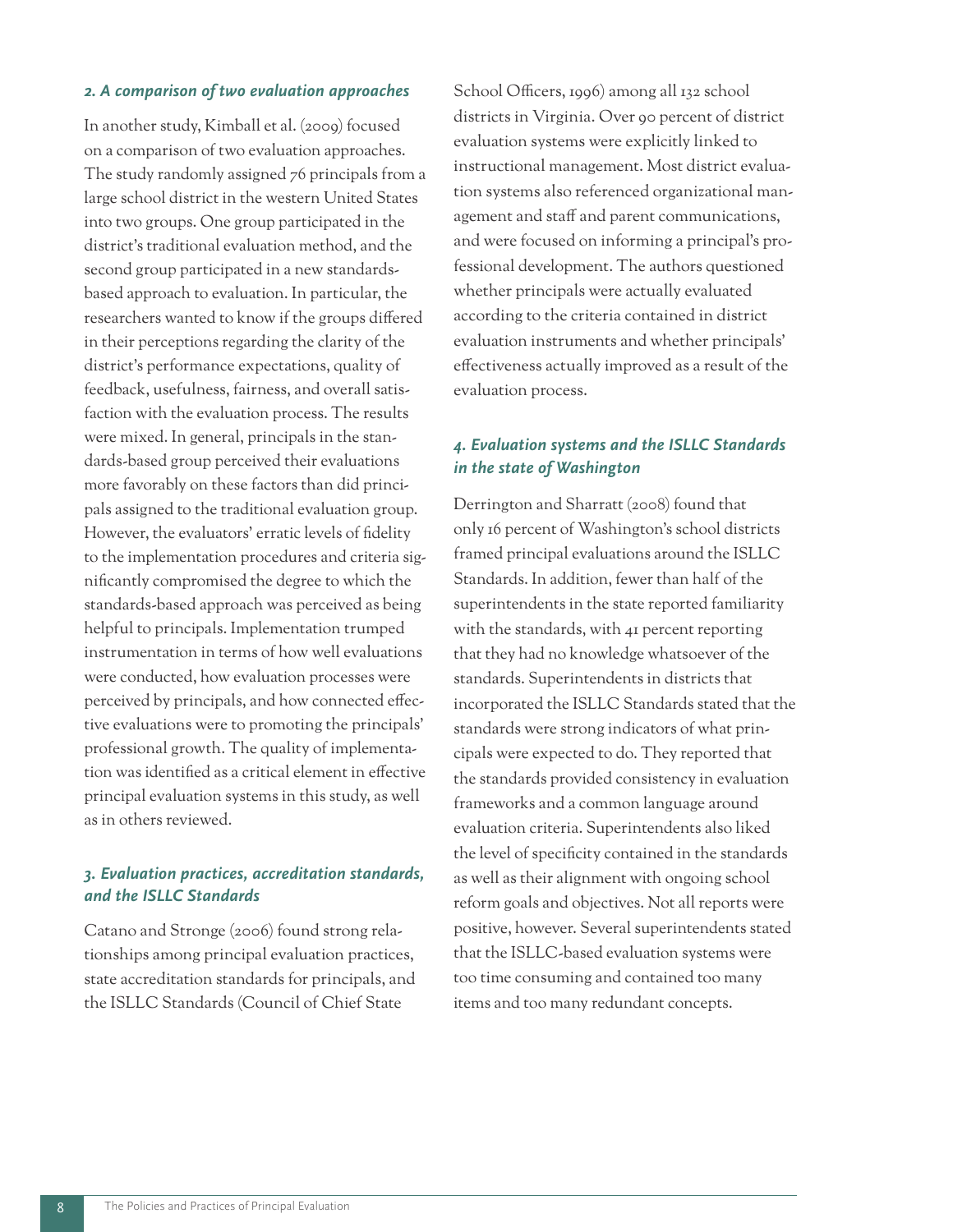### *2. A comparison of two evaluation approaches*

In another study, Kimball et al. (2009) focused on a comparison of two evaluation approaches. The study randomly assigned 76 principals from a large school district in the western United States into two groups. One group participated in the district's traditional evaluation method, and the second group participated in a new standards-based approach to evaluation. In particular, the researchers wanted to know if the groups differed in their perceptions regarding the clarity of the district's performance expectations, quality of feedback, usefulness, fairness, and overall satisfaction with the evaluation process. The results were mixed. In general, principals in the standards-based group perceived their evaluations more favorably on these factors than did principals assigned to the traditional evaluation group. However, the evaluators' erratic levels of fidelity to the implementation procedures and criteria significantly compromised the degree to which the standards-based approach was perceived as being helpful to principals. Implementation trumped instrumentation in terms of how well evaluations were conducted, how evaluation processes were perceived by principals, and how connected effective evaluations were to promoting the principals' professional growth. The quality of implementation was identified as a critical element in effective principal evaluation systems in this study, as well as in others reviewed.

### *3. Evaluation practices, accreditation standards, and the ISLLC Standards*

Catano and Stronge (2006) found strong relationships among principal evaluation practices, state accreditation standards for principals, and the ISLLC Standards (Council of Chief State School Officers, 1996) among all 132 school districts in Virginia. Over 90 percent of district evaluation systems were explicitly linked to instructional management. Most district evaluation systems also referenced organizational management and staff and parent communications, and were focused on informing a principal's professional development. The authors questioned whether principals were actually evaluated according to the criteria contained in district evaluation instruments and whether principals' effectiveness actually improved as a result of the evaluation process.

### *4. Evaluation systems and the ISLLC Standards in the state of Washington*

Derrington and Sharratt (2008) found that only 16 percent of Washington's school districts framed principal evaluations around the ISLLC Standards. In addition, fewer than half of the superintendents in the state reported familiarity with the standards, with 41 percent reporting that they had no knowledge whatsoever of the standards. Superintendents in districts that incorporated the ISLLC Standards stated that the standards were strong indicators of what principals were expected to do. They reported that the standards provided consistency in evaluation frameworks and a common language around evaluation criteria. Superintendents also liked the level of specificity contained in the standards as well as their alignment with ongoing school reform goals and objectives. Not all reports were positive, however. Several superintendents stated that the ISLLC-based evaluation systems were too time consuming and contained too many items and too many redundant concepts.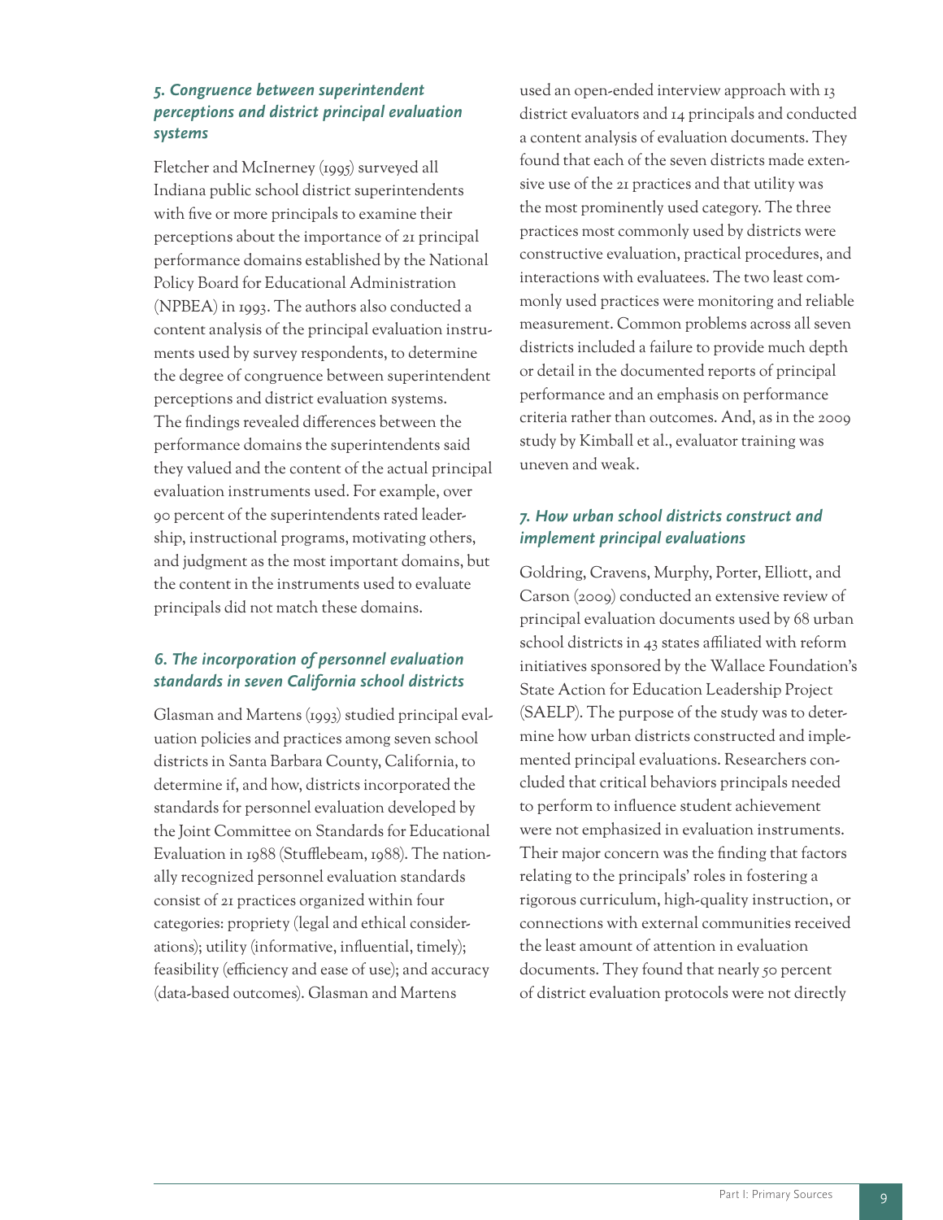### *5. Congruence between superintendent perceptions and district principal evaluation systems*

Fletcher and McInerney (1995) surveyed all Indiana public school district superintendents with five or more principals to examine their perceptions about the importance of 21 principal performance domains established by the National Policy Board for Educational Administration (NPBEA) in 1993. The authors also conducted a content analysis of the principal evaluation instruments used by survey respondents, to determine the degree of congruence between superintendent perceptions and district evaluation systems. The findings revealed differences between the performance domains the superintendents said they valued and the content of the actual principal evaluation instruments used. For example, over 90 percent of the superintendents rated leadership, instructional programs, motivating others, and judgment as the most important domains, but the content in the instruments used to evaluate principals did not match these domains.

### *6. The incorporation of personnel evaluation standards in seven California school districts*

Glasman and Martens (1993) studied principal evaluation policies and practices among seven school districts in Santa Barbara County, California, to determine if, and how, districts incorporated the standards for personnel evaluation developed by the Joint Committee on Standards for Educational Evaluation in 1988 (Stufflebeam, 1988). The nationally recognized personnel evaluation standards consist of 21 practices organized within four categories: propriety (legal and ethical considerations); utility (informative, influential, timely); feasibility (efficiency and ease of use); and accuracy (data-based outcomes). Glasman and Martens used an open-ended interview approach with 13 district evaluators and 14 principals and conducted a content analysis of evaluation documents. They found that each of the seven districts made extensive use of the 21 practices and that utility was the most prominently used category. The three practices most commonly used by districts were constructive evaluation, practical procedures, and interactions with evaluatees. The two least commonly used practices were monitoring and reliable measurement. Common problems across all seven districts included a failure to provide much depth or detail in the documented reports of principal performance and an emphasis on performance criteria rather than outcomes. And, as in the 2009 study by Kimball et al., evaluator training was uneven and weak.

### *7. How urban school districts construct and implement principal evaluations*

Goldring, Cravens, Murphy, Porter, Elliott, and Carson (2009) conducted an extensive review of principal evaluation documents used by 68 urban school districts in 43 states affiliated with reform initiatives sponsored by the Wallace Foundation's State Action for Education Leadership Project (SAELP). The purpose of the study was to determine how urban districts constructed and implemented principal evaluations. Researchers concluded that critical behaviors principals needed to perform to influence student achievement were not emphasized in evaluation instruments. Their major concern was the finding that factors relating to the principals' roles in fostering a rigorous curriculum, high-quality instruction, or connections with external communities received the least amount of attention in evaluation documents. They found that nearly 50 percent of district evaluation protocols were not directly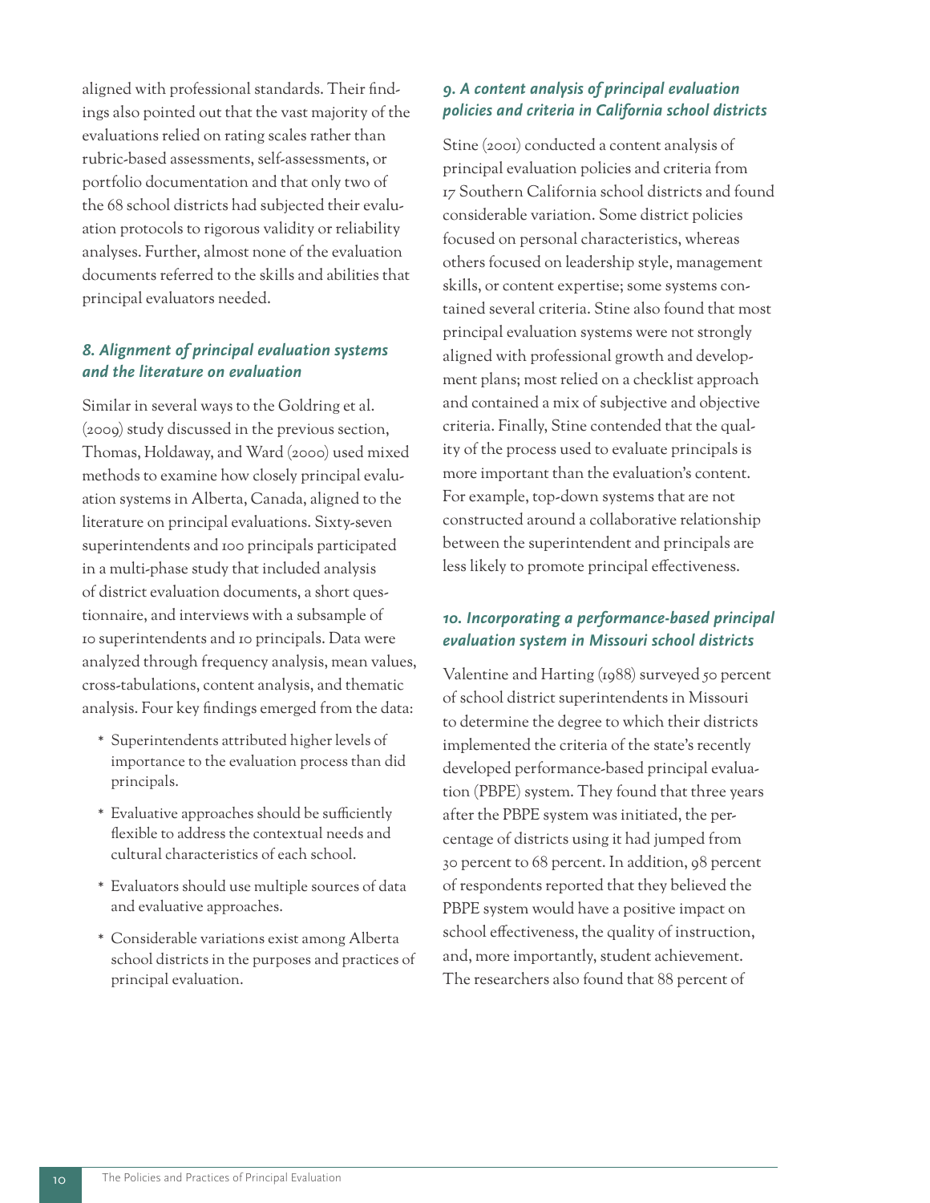aligned with professional standards. Their findings also pointed out that the vast majority of the evaluations relied on rating scales rather than rubric-based assessments, self-assessments, or portfolio documentation and that only two of the 68 school districts had subjected their evaluation protocols to rigorous validity or reliability analyses. Further, almost none of the evaluation documents referred to the skills and abilities that principal evaluators needed.

### *8. Alignment of principal evaluation systems and the literature on evaluation*

Similar in several ways to the Goldring et al. (2009) study discussed in the previous section, Thomas, Holdaway, and Ward (2000) used mixed methods to examine how closely principal evaluation systems in Alberta, Canada, aligned to the literature on principal evaluations. Sixty-seven superintendents and 100 principals participated in a multi-phase study that included analysis of district evaluation documents, a short questionnaire, and interviews with a subsample of 10 superintendents and 10 principals. Data were analyzed through frequency analysis, mean values, cross-tabulations, content analysis, and thematic analysis. Four key findings emerged from the data:

* Superintendents attributed higher levels of importance to the evaluation process than did principals.
* Evaluative approaches should be sufficiently flexible to address the contextual needs and cultural characteristics of each school.
* Evaluators should use multiple sources of data and evaluative approaches.
* Considerable variations exist among Alberta school districts in the purposes and practices of principal evaluation.

### *9. A content analysis of principal evaluation policies and criteria in California school districts*

Stine (2001) conducted a content analysis of principal evaluation policies and criteria from 17 Southern California school districts and found considerable variation. Some district policies focused on personal characteristics, whereas others focused on leadership style, management skills, or content expertise; some systems contained several criteria. Stine also found that most principal evaluation systems were not strongly aligned with professional growth and development plans; most relied on a checklist approach and contained a mix of subjective and objective criteria. Finally, Stine contended that the quality of the process used to evaluate principals is more important than the evaluation's content. For example, top-down systems that are not constructed around a collaborative relationship between the superintendent and principals are less likely to promote principal effectiveness.

### *10. Incorporating a performance-based principal evaluation system in Missouri school districts*

Valentine and Harting (1988) surveyed 50 percent of school district superintendents in Missouri to determine the degree to which their districts implemented the criteria of the state's recently developed performance-based principal evaluation (PBPE) system. They found that three years after the PBPE system was initiated, the percentage of districts using it had jumped from 30 percent to 68 percent. In addition, 98 percent of respondents reported that they believed the PBPE system would have a positive impact on school effectiveness, the quality of instruction, and, more importantly, student achievement. The researchers also found that 88 percent of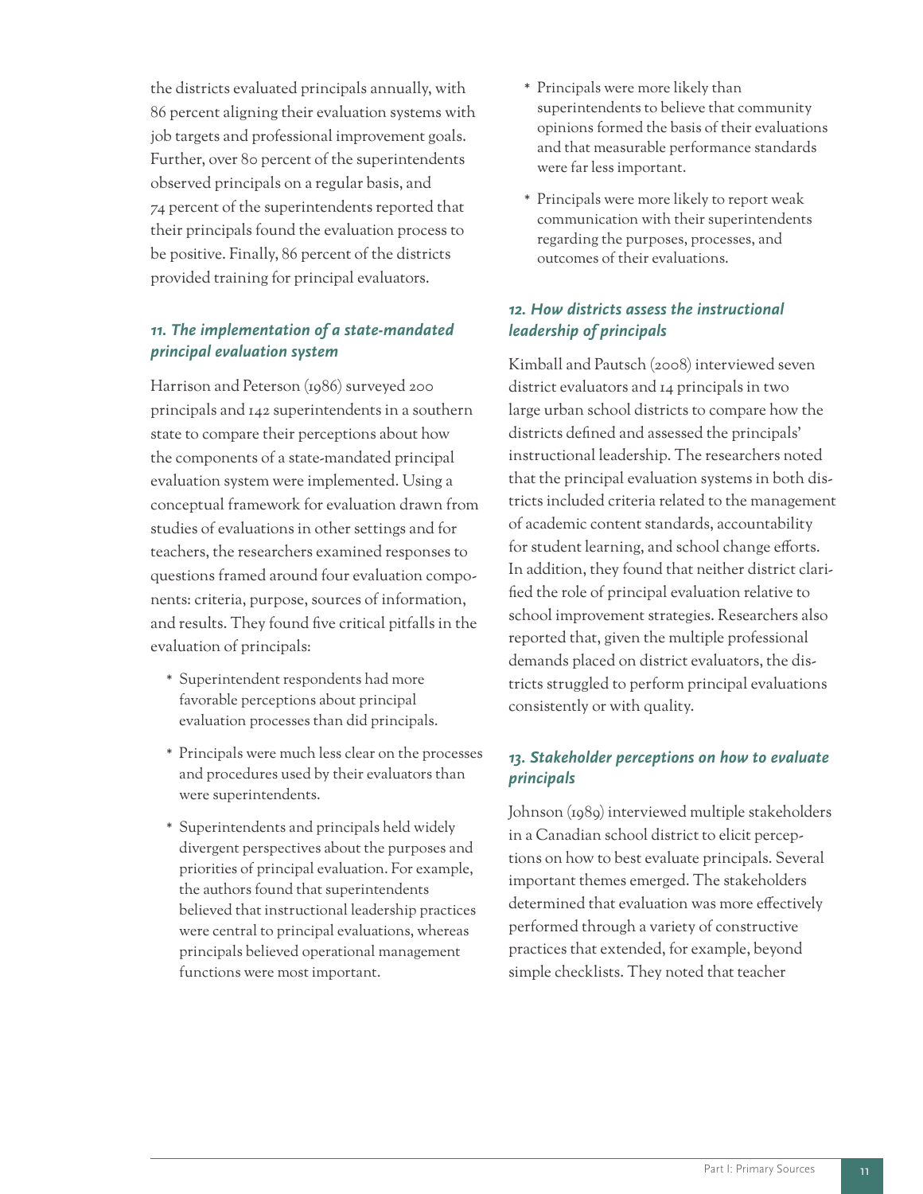the districts evaluated principals annually, with 86 percent aligning their evaluation systems with job targets and professional improvement goals. Further, over 80 percent of the superintendents observed principals on a regular basis, and 74 percent of the superintendents reported that their principals found the evaluation process to be positive. Finally, 86 percent of the districts provided training for principal evaluators.

### *11. The implementation of a state-mandated principal evaluation system*

Harrison and Peterson (1986) surveyed 200 principals and 142 superintendents in a southern state to compare their perceptions about how the components of a state-mandated principal evaluation system were implemented. Using a conceptual framework for evaluation drawn from studies of evaluations in other settings and for teachers, the researchers examined responses to questions framed around four evaluation components: criteria, purpose, sources of information, and results. They found five critical pitfalls in the evaluation of principals:

* Superintendent respondents had more favorable perceptions about principal evaluation processes than did principals.
* Principals were much less clear on the processes and procedures used by their evaluators than were superintendents.
* Superintendents and principals held widely divergent perspectives about the purposes and priorities of principal evaluation. For example, the authors found that superintendents believed that instructional leadership practices were central to principal evaluations, whereas principals believed operational management functions were most important.
* Principals were more likely than superintendents to believe that community opinions formed the basis of their evaluations and that measurable performance standards were far less important.
* Principals were more likely to report weak communication with their superintendents regarding the purposes, processes, and outcomes of their evaluations.

### *12. How districts assess the instructional leadership of principals*

Kimball and Pautsch (2008) interviewed seven district evaluators and 14 principals in two large urban school districts to compare how the districts defined and assessed the principals' instructional leadership. The researchers noted that the principal evaluation systems in both districts included criteria related to the management of academic content standards, accountability for student learning, and school change efforts. In addition, they found that neither district clarified the role of principal evaluation relative to school improvement strategies. Researchers also reported that, given the multiple professional demands placed on district evaluators, the districts struggled to perform principal evaluations consistently or with quality.

### *13. Stakeholder perceptions on how to evaluate principals*

Johnson (1989) interviewed multiple stakeholders in a Canadian school district to elicit perceptions on how to best evaluate principals. Several important themes emerged. The stakeholders determined that evaluation was more effectively performed through a variety of constructive practices that extended, for example, beyond simple checklists. They noted that teacher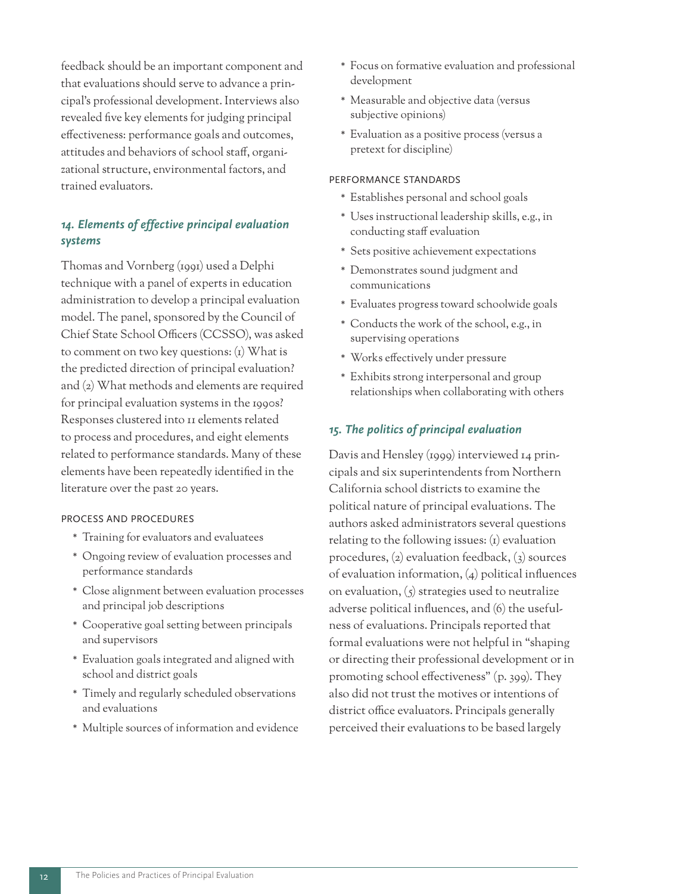feedback should be an important component and that evaluations should serve to advance a principal's professional development. Interviews also revealed five key elements for judging principal effectiveness: performance goals and outcomes, attitudes and behaviors of school staff, organizational structure, environmental factors, and trained evaluators.

### *14. Elements of effective principal evaluation systems*

Thomas and Vornberg (1991) used a Delphi technique with a panel of experts in education administration to develop a principal evaluation model. The panel, sponsored by the Council of Chief State School Officers (CCSSO), was asked to comment on two key questions: (1) What is the predicted direction of principal evaluation? and (2) What methods and elements are required for principal evaluation systems in the 1990s? Responses clustered into 11 elements related to process and procedures, and eight elements related to performance standards. Many of these elements have been repeatedly identified in the literature over the past 20 years.

#### PROCESS AND PROCEDURES

* Training for evaluators and evaluatees
* Ongoing review of evaluation processes and performance standards
* Close alignment between evaluation processes and principal job descriptions
* Cooperative goal setting between principals and supervisors
* Evaluation goals integrated and aligned with school and district goals
* Timely and regularly scheduled observations and evaluations
* Multiple sources of information and evidence
* Focus on formative evaluation and professional development
* Measurable and objective data (versus subjective opinions)
* Evaluation as a positive process (versus a pretext for discipline)

#### PERFORMANCE STANDARDS

* Establishes personal and school goals
* Uses instructional leadership skills, e.g., in conducting staff evaluation
* Sets positive achievement expectations
* Demonstrates sound judgment and communications
* Evaluates progress toward schoolwide goals
* Conducts the work of the school, e.g., in supervising operations
* Works effectively under pressure
* Exhibits strong interpersonal and group relationships when collaborating with others

### *15. The politics of principal evaluation*

Davis and Hensley (1999) interviewed 14 principals and six superintendents from Northern California school districts to examine the political nature of principal evaluations. The authors asked administrators several questions relating to the following issues: (1) evaluation procedures, (2) evaluation feedback, (3) sources of evaluation information, (4) political influences on evaluation, (5) strategies used to neutralize adverse political influences, and (6) the usefulness of evaluations. Principals reported that formal evaluations were not helpful in "shaping or directing their professional development or in promoting school effectiveness" (p. 399). They also did not trust the motives or intentions of district office evaluators. Principals generally perceived their evaluations to be based largely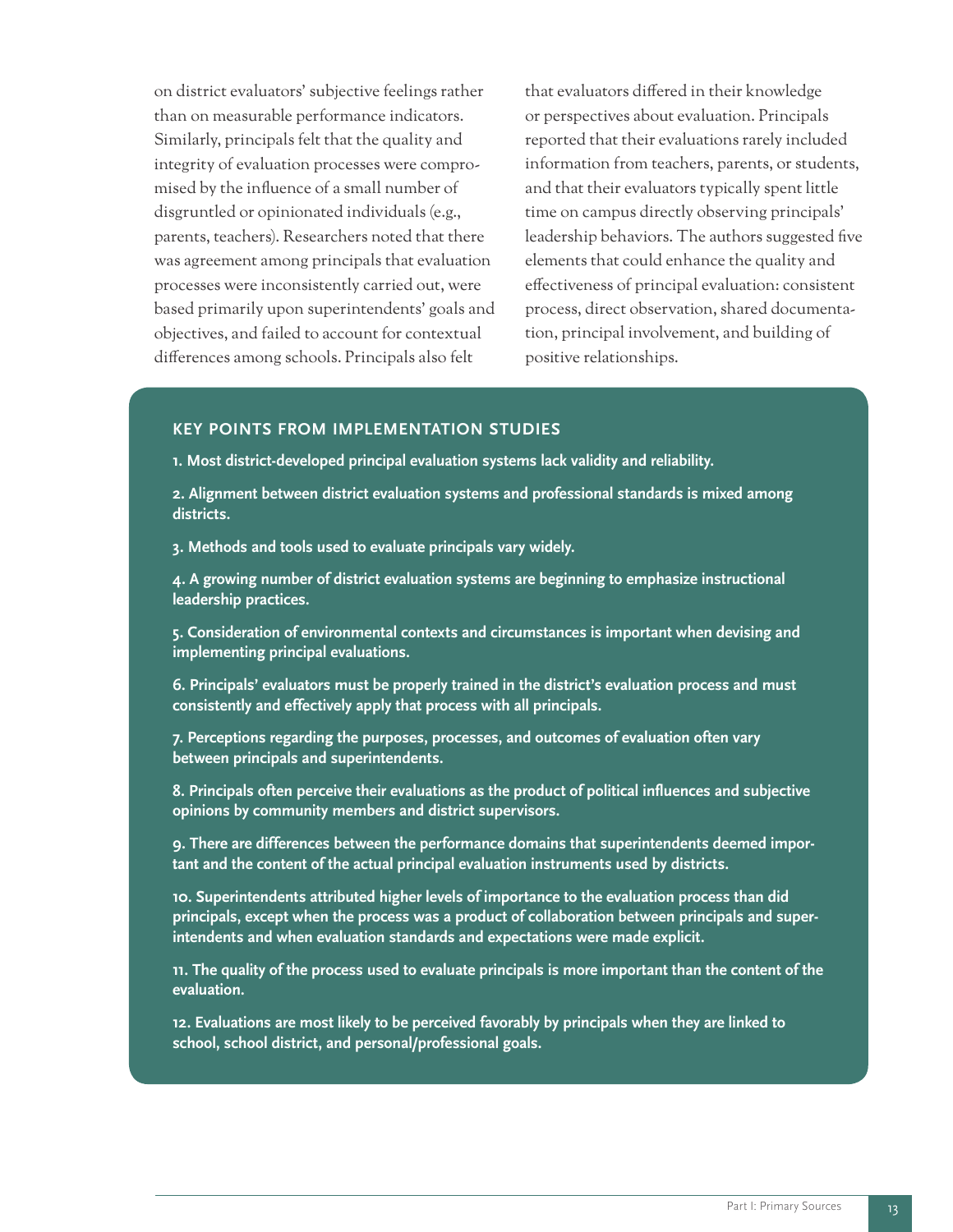on district evaluators' subjective feelings rather than on measurable performance indicators. Similarly, principals felt that the quality and integrity of evaluation processes were compromised by the influence of a small number of disgruntled or opinionated individuals (e.g., parents, teachers). Researchers noted that there was agreement among principals that evaluation processes were inconsistently carried out, were based primarily upon superintendents' goals and objectives, and failed to account for contextual differences among schools. Principals also felt that evaluators differed in their knowledge or perspectives about evaluation. Principals reported that their evaluations rarely included information from teachers, parents, or students, and that their evaluators typically spent little time on campus directly observing principals' leadership behaviors. The authors suggested five elements that could enhance the quality and effectiveness of principal evaluation: consistent process, direct observation, shared documentation, principal involvement, and building of positive relationships.

### KEY POINTS FROM IMPLEMENTATION STUDIES

**1. Most district-developed principal evaluation systems lack validity and reliability.**

**2. Alignment between district evaluation systems and professional standards is mixed among districts.**

**3. Methods and tools used to evaluate principals vary widely.**

**4. A growing number of district evaluation systems are beginning to emphasize instructional leadership practices.**

**5. Consideration of environmental contexts and circumstances is important when devising and implementing principal evaluations.**

**6. Principals' evaluators must be properly trained in the district's evaluation process and must consistently and effectively apply that process with all principals.**

**7. Perceptions regarding the purposes, processes, and outcomes of evaluation often vary between principals and superintendents.**

**8. Principals often perceive their evaluations as the product of political influences and subjective opinions by community members and district supervisors.**

**9. There are differences between the performance domains that superintendents deemed important and the content of the actual principal evaluation instruments used by districts.**

**10. Superintendents attributed higher levels of importance to the evaluation process than did principals, except when the process was a product of collaboration between principals and superintendents and when evaluation standards and expectations were made explicit.**

**11. The quality of the process used to evaluate principals is more important than the content of the evaluation.**

**12. Evaluations are most likely to be perceived favorably by principals when they are linked to school, school district, and personal/professional goals.**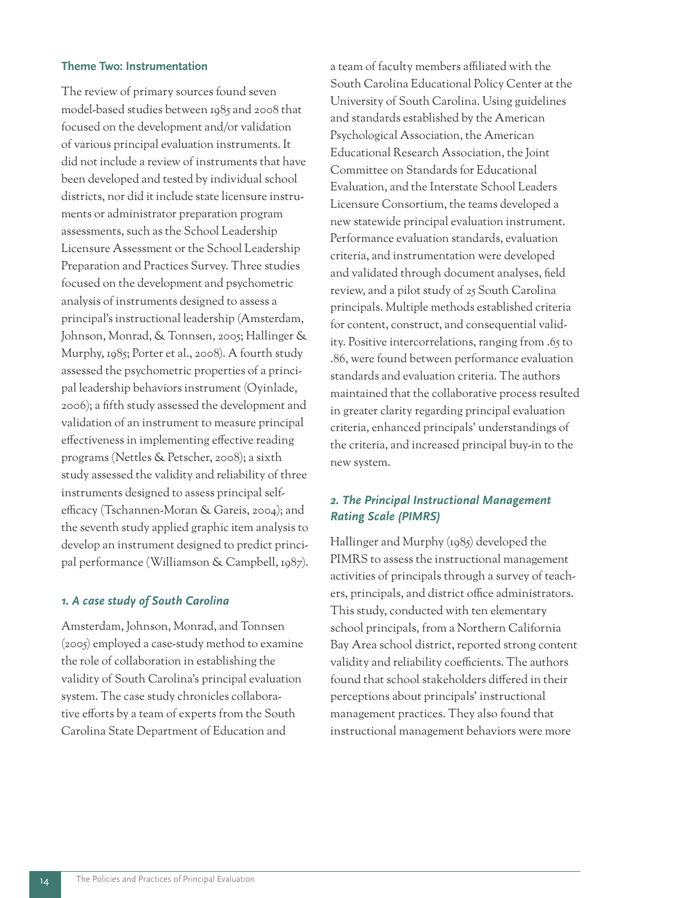### Theme Two: Instrumentation

The review of primary sources found seven model-based studies between 1985 and 2008 that focused on the development and/or validation of various principal evaluation instruments. It did not include a review of instruments that have been developed and tested by individual school districts, nor did it include state licensure instruments or administrator preparation program assessments, such as the School Leadership Licensure Assessment or the School Leadership Preparation and Practices Survey. Three studies focused on the development and psychometric analysis of instruments designed to assess a principal's instructional leadership (Amsterdam, Johnson, Monrad, & Tonnsen, 2005; Hallinger & Murphy, 1985; Porter et al., 2008). A fourth study assessed the psychometric properties of a principal leadership behaviors instrument (Oyinlade, 2006); a fifth study assessed the development and validation of an instrument to measure principal effectiveness in implementing effective reading programs (Nettles & Petscher, 2008); a sixth study assessed the validity and reliability of three instruments designed to assess principal self-efficacy (Tschannen-Moran & Gareis, 2004); and the seventh study applied graphic item analysis to develop an instrument designed to predict principal performance (Williamson & Campbell, 1987).

#### *1. A case study of South Carolina*

Amsterdam, Johnson, Monrad, and Tonnsen (2005) employed a case-study method to examine the role of collaboration in establishing the validity of South Carolina's principal evaluation system. The case study chronicles collaborative efforts by a team of experts from the South Carolina State Department of Education and a team of faculty members affiliated with the South Carolina Educational Policy Center at the University of South Carolina. Using guidelines and standards established by the American Psychological Association, the American Educational Research Association, the Joint Committee on Standards for Educational Evaluation, and the Interstate School Leaders Licensure Consortium, the teams developed a new statewide principal evaluation instrument. Performance evaluation standards, evaluation criteria, and instrumentation were developed and validated through document analyses, field review, and a pilot study of 25 South Carolina principals. Multiple methods established criteria for content, construct, and consequential validity. Positive intercorrelations, ranging from .65 to .86, were found between performance evaluation standards and evaluation criteria. The authors maintained that the collaborative process resulted in greater clarity regarding principal evaluation criteria, enhanced principals' understandings of the criteria, and increased principal buy-in to the new system.

#### *2. The Principal Instructional Management Rating Scale (PIMRS)*

Hallinger and Murphy (1985) developed the PIMRS to assess the instructional management activities of principals through a survey of teachers, principals, and district office administrators. This study, conducted with ten elementary school principals, from a Northern California Bay Area school district, reported strong content validity and reliability coefficients. The authors found that school stakeholders differed in their perceptions about principals' instructional management practices. They also found that instructional management behaviors were more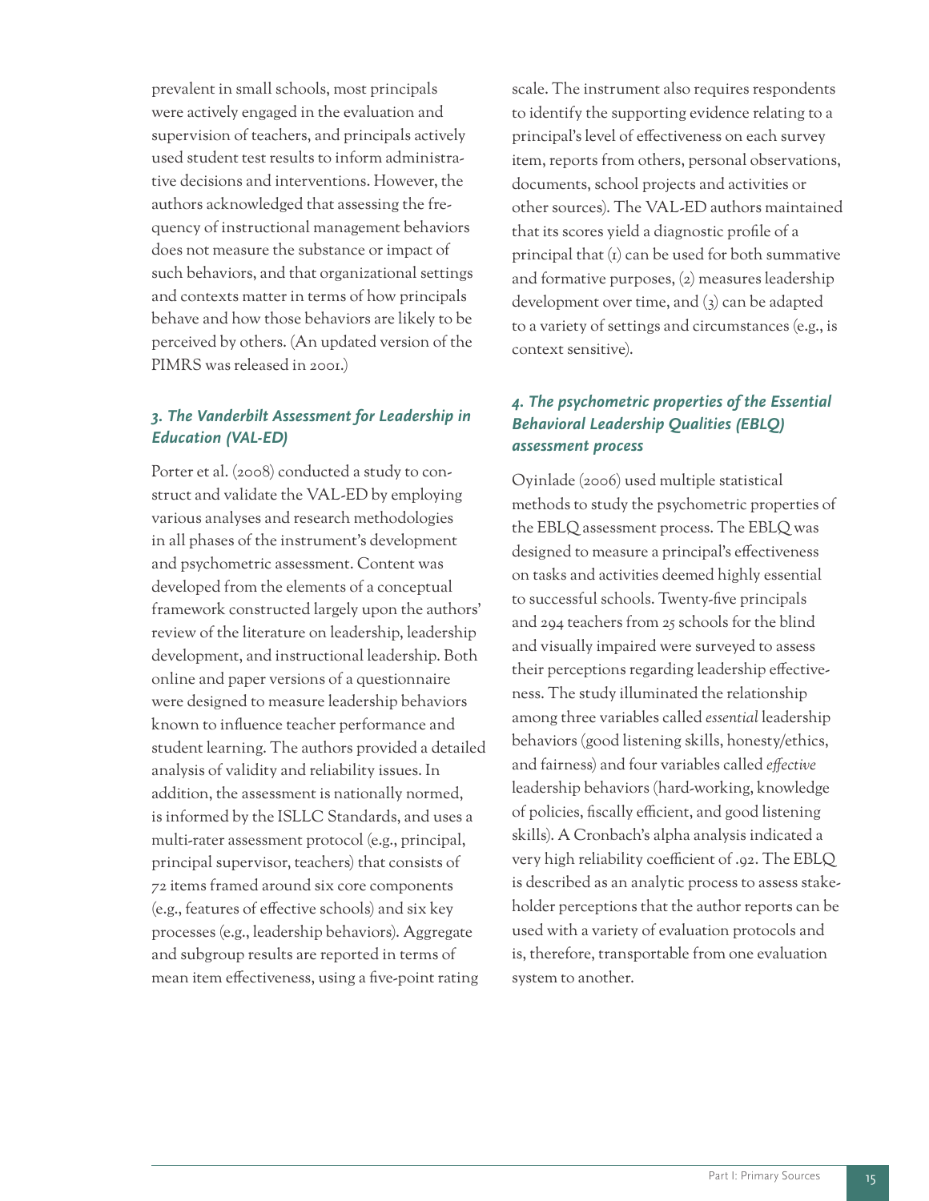prevalent in small schools, most principals were actively engaged in the evaluation and supervision of teachers, and principals actively used student test results to inform administrative decisions and interventions. However, the authors acknowledged that assessing the frequency of instructional management behaviors does not measure the substance or impact of such behaviors, and that organizational settings and contexts matter in terms of how principals behave and how those behaviors are likely to be perceived by others. (An updated version of the PIMRS was released in 2001.)

### *3. The Vanderbilt Assessment for Leadership in Education (VAL-ED)*

Porter et al. (2008) conducted a study to construct and validate the VAL-ED by employing various analyses and research methodologies in all phases of the instrument's development and psychometric assessment. Content was developed from the elements of a conceptual framework constructed largely upon the authors' review of the literature on leadership, leadership development, and instructional leadership. Both online and paper versions of a questionnaire were designed to measure leadership behaviors known to influence teacher performance and student learning. The authors provided a detailed analysis of validity and reliability issues. In addition, the assessment is nationally normed, is informed by the ISLLC Standards, and uses a multi-rater assessment protocol (e.g., principal, principal supervisor, teachers) that consists of 72 items framed around six core components (e.g., features of effective schools) and six key processes (e.g., leadership behaviors). Aggregate and subgroup results are reported in terms of mean item effectiveness, using a five-point rating scale. The instrument also requires respondents to identify the supporting evidence relating to a principal's level of effectiveness on each survey item, reports from others, personal observations, documents, school projects and activities or other sources). The VAL-ED authors maintained that its scores yield a diagnostic profile of a principal that (1) can be used for both summative and formative purposes, (2) measures leadership development over time, and (3) can be adapted to a variety of settings and circumstances (e.g., is context sensitive).

### *4. The psychometric properties of the Essential Behavioral Leadership Qualities (EBLQ) assessment process*

Oyinlade (2006) used multiple statistical methods to study the psychometric properties of the EBLQ assessment process. The EBLQ was designed to measure a principal's effectiveness on tasks and activities deemed highly essential to successful schools. Twenty-five principals and 294 teachers from 25 schools for the blind and visually impaired were surveyed to assess their perceptions regarding leadership effectiveness. The study illuminated the relationship among three variables called *essential* leadership behaviors (good listening skills, honesty/ethics, and fairness) and four variables called *effective* leadership behaviors (hard-working, knowledge of policies, fiscally efficient, and good listening skills). A Cronbach's alpha analysis indicated a very high reliability coefficient of .92. The EBLQ is described as an analytic process to assess stakeholder perceptions that the author reports can be used with a variety of evaluation protocols and is, therefore, transportable from one evaluation system to another.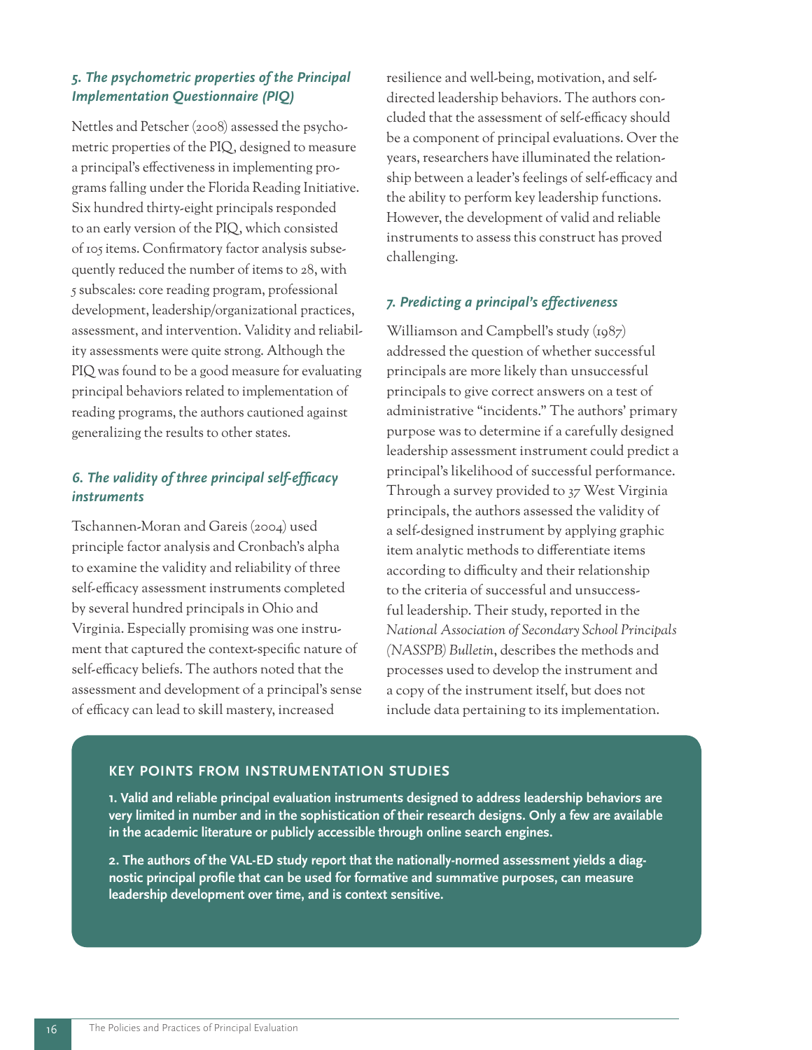### *5. The psychometric properties of the Principal Implementation Questionnaire (PIQ)*

Nettles and Petscher (2008) assessed the psychometric properties of the PIQ, designed to measure a principal's effectiveness in implementing programs falling under the Florida Reading Initiative. Six hundred thirty-eight principals responded to an early version of the PIQ, which consisted of 105 items. Confirmatory factor analysis subsequently reduced the number of items to 28, with 5 subscales: core reading program, professional development, leadership/organizational practices, assessment, and intervention. Validity and reliability assessments were quite strong. Although the PIQ was found to be a good measure for evaluating principal behaviors related to implementation of reading programs, the authors cautioned against generalizing the results to other states.

### *6. The validity of three principal self-efficacy instruments*

Tschannen-Moran and Gareis (2004) used principle factor analysis and Cronbach's alpha to examine the validity and reliability of three self-efficacy assessment instruments completed by several hundred principals in Ohio and Virginia. Especially promising was one instrument that captured the context-specific nature of self-efficacy beliefs. The authors noted that the assessment and development of a principal's sense of efficacy can lead to skill mastery, increased resilience and well-being, motivation, and self-directed leadership behaviors. The authors concluded that the assessment of self-efficacy should be a component of principal evaluations. Over the years, researchers have illuminated the relationship between a leader's feelings of self-efficacy and the ability to perform key leadership functions. However, the development of valid and reliable instruments to assess this construct has proved challenging.

### *7. Predicting a principal's effectiveness*

Williamson and Campbell's study (1987) addressed the question of whether successful principals are more likely than unsuccessful principals to give correct answers on a test of administrative "incidents." The authors' primary purpose was to determine if a carefully designed leadership assessment instrument could predict a principal's likelihood of successful performance. Through a survey provided to 37 West Virginia principals, the authors assessed the validity of a self-designed instrument by applying graphic item analytic methods to differentiate items according to difficulty and their relationship to the criteria of successful and unsuccessful leadership. Their study, reported in the *National Association of Secondary School Principals (NASSPB) Bulletin*, describes the methods and processes used to develop the instrument and a copy of the instrument itself, but does not include data pertaining to its implementation.

#### KEY POINTS FROM INSTRUMENTATION STUDIES

**1. Valid and reliable principal evaluation instruments designed to address leadership behaviors are very limited in number and in the sophistication of their research designs. Only a few are available in the academic literature or publicly accessible through online search engines.**

**2. The authors of the VAL-ED study report that the nationally-normed assessment yields a diagnostic principal profile that can be used for formative and summative purposes, can measure leadership development over time, and is context sensitive.**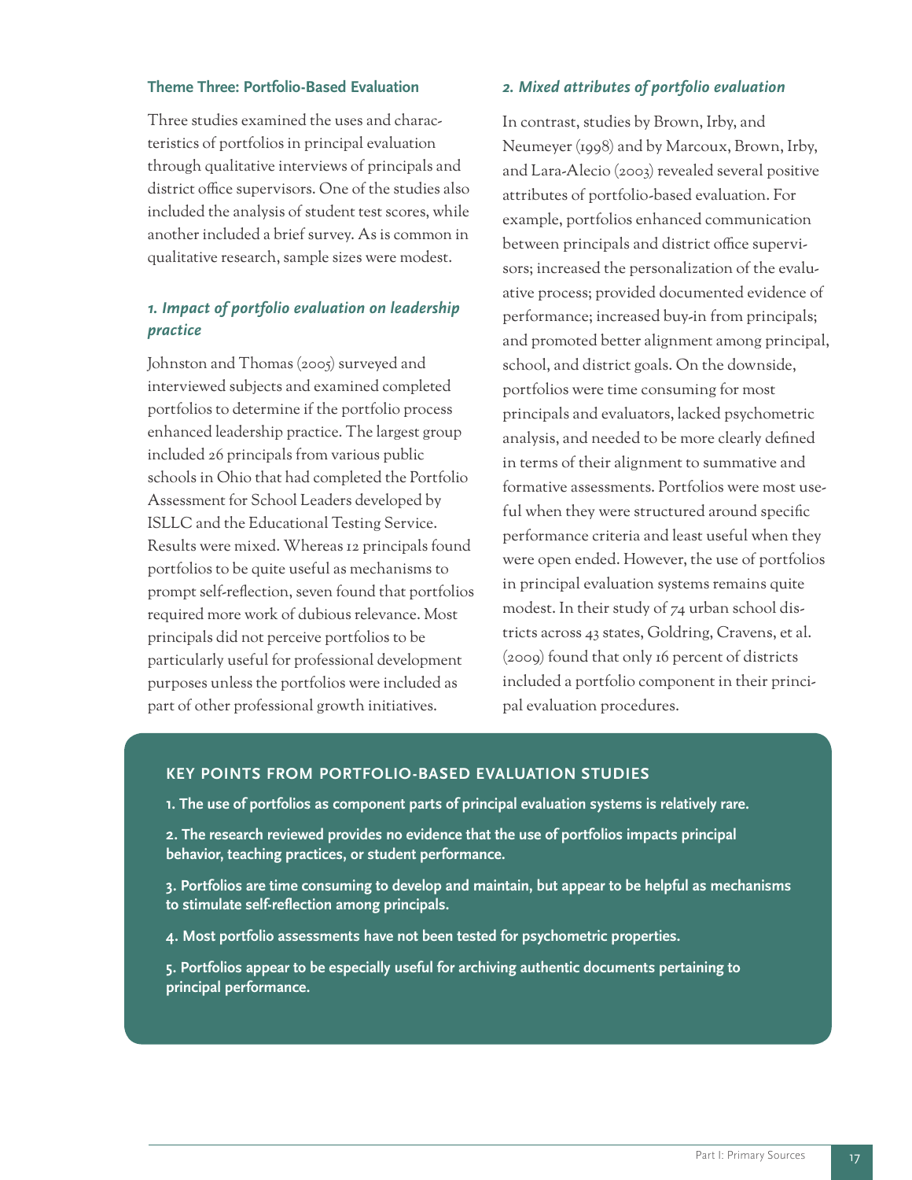### Theme Three: Portfolio-Based Evaluation

Three studies examined the uses and characteristics of portfolios in principal evaluation through qualitative interviews of principals and district office supervisors. One of the studies also included the analysis of student test scores, while another included a brief survey. As is common in qualitative research, sample sizes were modest.

#### *1. Impact of portfolio evaluation on leadership practice*

Johnston and Thomas (2005) surveyed and interviewed subjects and examined completed portfolios to determine if the portfolio process enhanced leadership practice. The largest group included 26 principals from various public schools in Ohio that had completed the Portfolio Assessment for School Leaders developed by ISLLC and the Educational Testing Service. Results were mixed. Whereas 12 principals found portfolios to be quite useful as mechanisms to prompt self-reflection, seven found that portfolios required more work of dubious relevance. Most principals did not perceive portfolios to be particularly useful for professional development purposes unless the portfolios were included as part of other professional growth initiatives.

#### *2. Mixed attributes of portfolio evaluation*

In contrast, studies by Brown, Irby, and Neumeyer (1998) and by Marcoux, Brown, Irby, and Lara-Alecio (2003) revealed several positive attributes of portfolio-based evaluation. For example, portfolios enhanced communication between principals and district office supervisors; increased the personalization of the evaluative process; provided documented evidence of performance; increased buy-in from principals; and promoted better alignment among principal, school, and district goals. On the downside, portfolios were time consuming for most principals and evaluators, lacked psychometric analysis, and needed to be more clearly defined in terms of their alignment to summative and formative assessments. Portfolios were most useful when they were structured around specific performance criteria and least useful when they were open ended. However, the use of portfolios in principal evaluation systems remains quite modest. In their study of 74 urban school districts across 43 states, Goldring, Cravens, et al. (2009) found that only 16 percent of districts included a portfolio component in their principal evaluation procedures.

#### KEY POINTS FROM PORTFOLIO-BASED EVALUATION STUDIES

**1. The use of portfolios as component parts of principal evaluation systems is relatively rare.**

**2. The research reviewed provides no evidence that the use of portfolios impacts principal behavior, teaching practices, or student performance.**

**3. Portfolios are time consuming to develop and maintain, but appear to be helpful as mechanisms to stimulate self-reflection among principals.**

**4. Most portfolio assessments have not been tested for psychometric properties.**

**5. Portfolios appear to be especially useful for archiving authentic documents pertaining to principal performance.**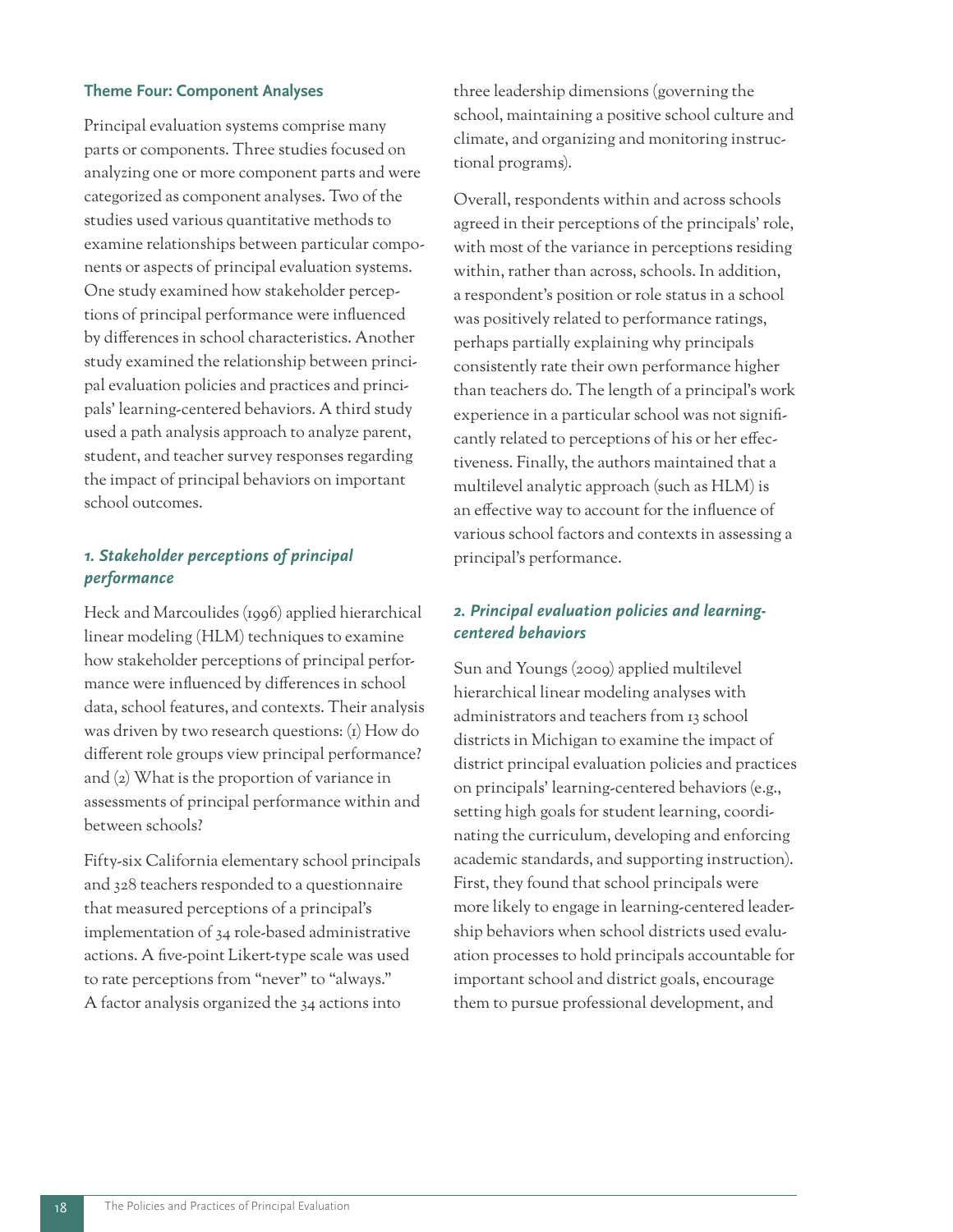### Theme Four: Component Analyses

Principal evaluation systems comprise many parts or components. Three studies focused on analyzing one or more component parts and were categorized as component analyses. Two of the studies used various quantitative methods to examine relationships between particular components or aspects of principal evaluation systems. One study examined how stakeholder perceptions of principal performance were influenced by differences in school characteristics. Another study examined the relationship between principal evaluation policies and practices and principals' learning-centered behaviors. A third study used a path analysis approach to analyze parent, student, and teacher survey responses regarding the impact of principal behaviors on important school outcomes.

#### *1. Stakeholder perceptions of principal performance*

Heck and Marcoulides (1996) applied hierarchical linear modeling (HLM) techniques to examine how stakeholder perceptions of principal performance were influenced by differences in school data, school features, and contexts. Their analysis was driven by two research questions: (1) How do different role groups view principal performance? and (2) What is the proportion of variance in assessments of principal performance within and between schools?

Fifty-six California elementary school principals and 328 teachers responded to a questionnaire that measured perceptions of a principal's implementation of 34 role-based administrative actions. A five-point Likert-type scale was used to rate perceptions from "never" to "always." A factor analysis organized the 34 actions into three leadership dimensions (governing the school, maintaining a positive school culture and climate, and organizing and monitoring instructional programs).

Overall, respondents within and across schools agreed in their perceptions of the principals' role, with most of the variance in perceptions residing within, rather than across, schools. In addition, a respondent's position or role status in a school was positively related to performance ratings, perhaps partially explaining why principals consistently rate their own performance higher than teachers do. The length of a principal's work experience in a particular school was not significantly related to perceptions of his or her effectiveness. Finally, the authors maintained that a multilevel analytic approach (such as HLM) is an effective way to account for the influence of various school factors and contexts in assessing a principal's performance.

#### *2. Principal evaluation policies and learning-centered behaviors*

Sun and Youngs (2009) applied multilevel hierarchical linear modeling analyses with administrators and teachers from 13 school districts in Michigan to examine the impact of district principal evaluation policies and practices on principals' learning-centered behaviors (e.g., setting high goals for student learning, coordinating the curriculum, developing and enforcing academic standards, and supporting instruction). First, they found that school principals were more likely to engage in learning-centered leadership behaviors when school districts used evaluation processes to hold principals accountable for important school and district goals, encourage them to pursue professional development, and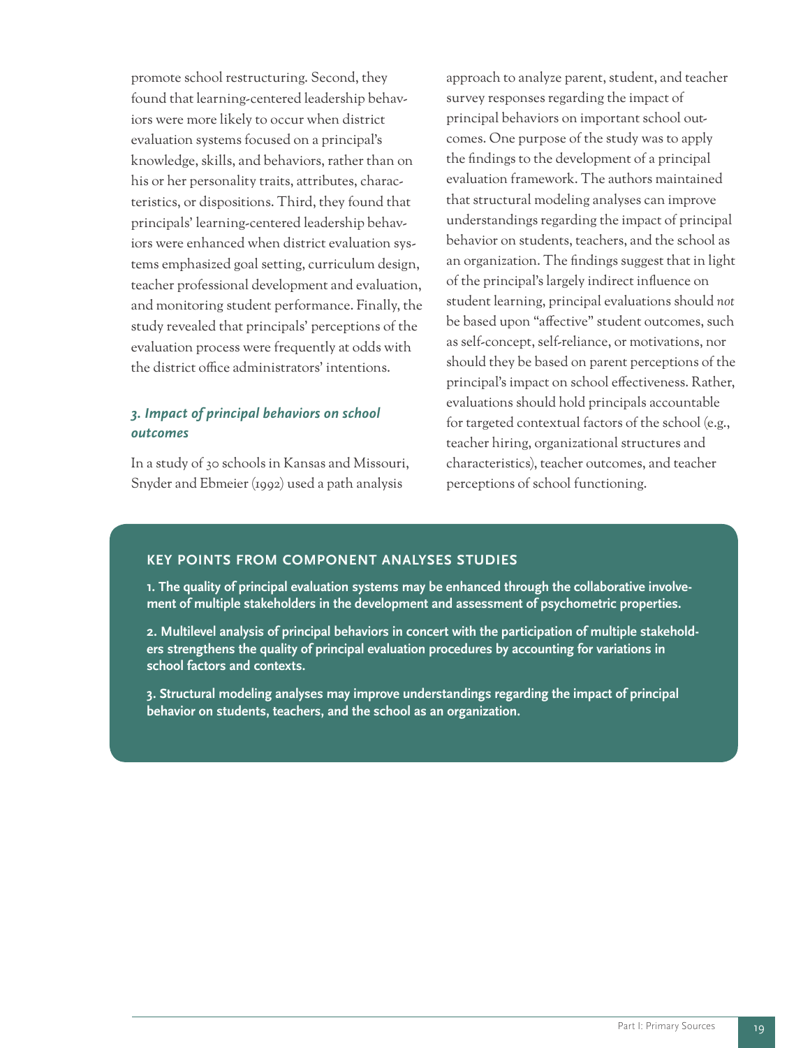promote school restructuring. Second, they found that learning-centered leadership behaviors were more likely to occur when district evaluation systems focused on a principal's knowledge, skills, and behaviors, rather than on his or her personality traits, attributes, characteristics, or dispositions. Third, they found that principals' learning-centered leadership behaviors were enhanced when district evaluation systems emphasized goal setting, curriculum design, teacher professional development and evaluation, and monitoring student performance. Finally, the study revealed that principals' perceptions of the evaluation process were frequently at odds with the district office administrators' intentions.

### *3. Impact of principal behaviors on school outcomes*

In a study of 30 schools in Kansas and Missouri, Snyder and Ebmeier (1992) used a path analysis approach to analyze parent, student, and teacher survey responses regarding the impact of principal behaviors on important school outcomes. One purpose of the study was to apply the findings to the development of a principal evaluation framework. The authors maintained that structural modeling analyses can improve understandings regarding the impact of principal behavior on students, teachers, and the school as an organization. The findings suggest that in light of the principal's largely indirect influence on student learning, principal evaluations should *not* be based upon "affective" student outcomes, such as self-concept, self-reliance, or motivations, nor should they be based on parent perceptions of the principal's impact on school effectiveness. Rather, evaluations should hold principals accountable for targeted contextual factors of the school (e.g., teacher hiring, organizational structures and characteristics), teacher outcomes, and teacher perceptions of school functioning.

#### KEY POINTS FROM COMPONENT ANALYSES STUDIES

**1. The quality of principal evaluation systems may be enhanced through the collaborative involvement of multiple stakeholders in the development and assessment of psychometric properties.**

**2. Multilevel analysis of principal behaviors in concert with the participation of multiple stakeholders strengthens the quality of principal evaluation procedures by accounting for variations in school factors and contexts.**

**3. Structural modeling analyses may improve understandings regarding the impact of principal behavior on students, teachers, and the school as an organization.**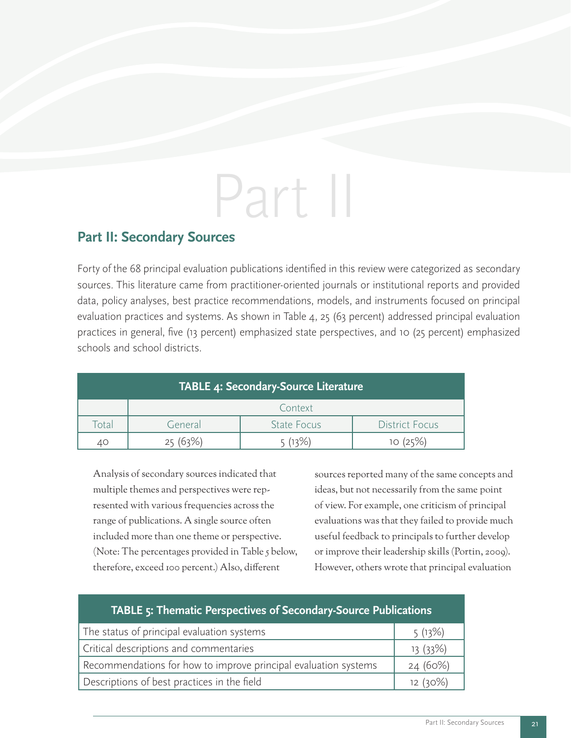# Part II

## Part II: Secondary Sources

Forty of the 68 principal evaluation publications identified in this review were categorized as secondary sources. This literature came from practitioner-oriented journals or institutional reports and provided data, policy analyses, best practice recommendations, models, and instruments focused on principal evaluation practices and systems. As shown in Table 4, 25 (63 percent) addressed principal evaluation practices in general, five (13 percent) emphasized state perspectives, and 10 (25 percent) emphasized schools and school districts.

**TABLE 4: Secondary-Source Literature**

| | Context | | |
|---|---|---|---|
| Total | General | State Focus | District Focus |
| 40 | 25 (63%) | 5 (13%) | 10 (25%) |

Analysis of secondary sources indicated that multiple themes and perspectives were represented with various frequencies across the range of publications. A single source often included more than one theme or perspective. (Note: The percentages provided in Table 5 below, therefore, exceed 100 percent.) Also, different sources reported many of the same concepts and ideas, but not necessarily from the same point of view. For example, one criticism of principal evaluations was that they failed to provide much useful feedback to principals to further develop or improve their leadership skills (Portin, 2009). However, others wrote that principal evaluation

**TABLE 5: Thematic Perspectives of Secondary-Source Publications**

| Theme | |
|---|---|
| The status of principal evaluation systems | 5 (13%) |
| Critical descriptions and commentaries | 13 (33%) |
| Recommendations for how to improve principal evaluation systems | 24 (60%) |
| Descriptions of best practices in the field | 12 (30%) |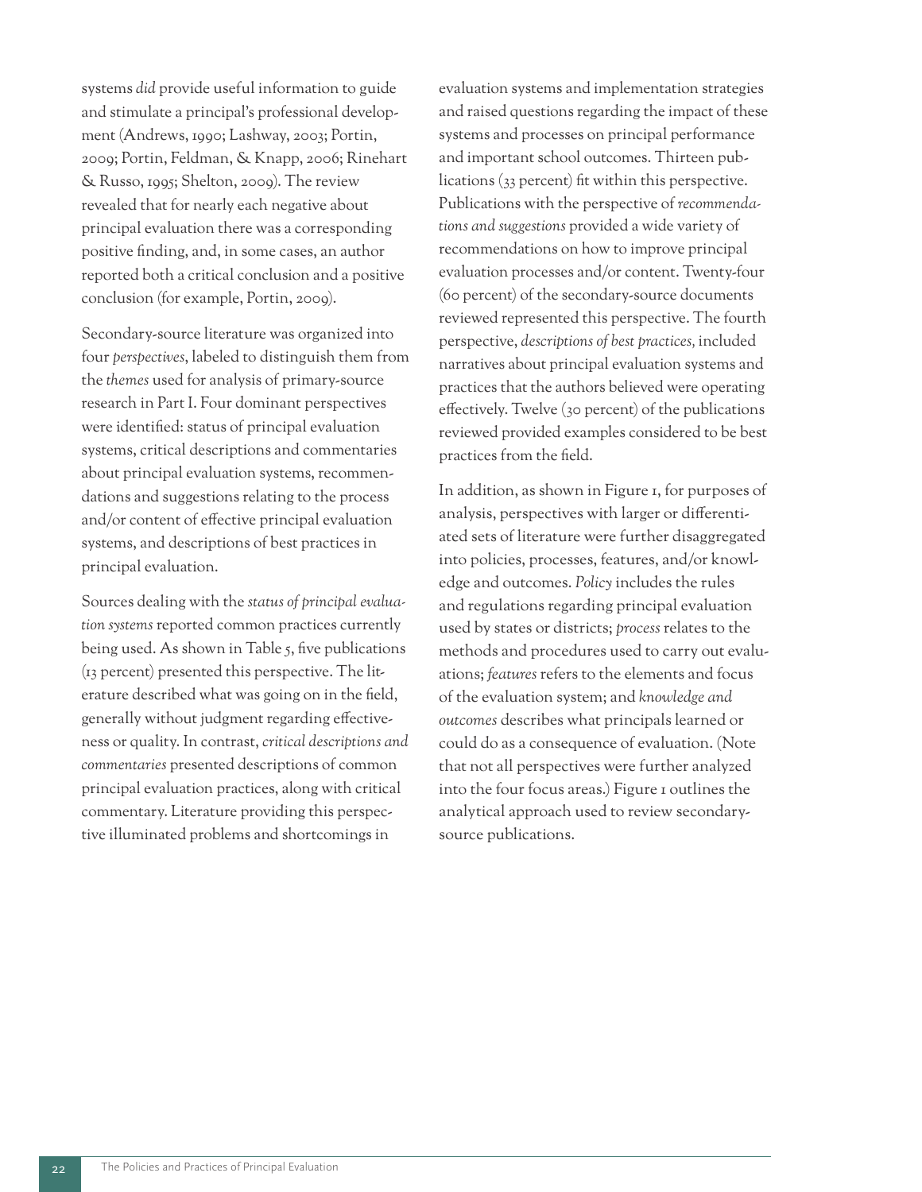systems *did* provide useful information to guide and stimulate a principal's professional development (Andrews, 1990; Lashway, 2003; Portin, 2009; Portin, Feldman, & Knapp, 2006; Rinehart & Russo, 1995; Shelton, 2009). The review revealed that for nearly each negative about principal evaluation there was a corresponding positive finding, and, in some cases, an author reported both a critical conclusion and a positive conclusion (for example, Portin, 2009).

Secondary-source literature was organized into four *perspectives*, labeled to distinguish them from the *themes* used for analysis of primary-source research in Part I. Four dominant perspectives were identified: status of principal evaluation systems, critical descriptions and commentaries about principal evaluation systems, recommendations and suggestions relating to the process and/or content of effective principal evaluation systems, and descriptions of best practices in principal evaluation.

Sources dealing with the *status of principal evaluation systems* reported common practices currently being used. As shown in Table 5, five publications (13 percent) presented this perspective. The literature described what was going on in the field, generally without judgment regarding effectiveness or quality. In contrast, *critical descriptions and commentaries* presented descriptions of common principal evaluation practices, along with critical commentary. Literature providing this perspective illuminated problems and shortcomings in evaluation systems and implementation strategies and raised questions regarding the impact of these systems and processes on principal performance and important school outcomes. Thirteen publications (33 percent) fit within this perspective. Publications with the perspective of *recommendations and suggestions* provided a wide variety of recommendations on how to improve principal evaluation processes and/or content. Twenty-four (60 percent) of the secondary-source documents reviewed represented this perspective. The fourth perspective, *descriptions of best practices,* included narratives about principal evaluation systems and practices that the authors believed were operating effectively. Twelve (30 percent) of the publications reviewed provided examples considered to be best practices from the field.

In addition, as shown in Figure 1, for purposes of analysis, perspectives with larger or differentiated sets of literature were further disaggregated into policies, processes, features, and/or knowledge and outcomes. *Policy* includes the rules and regulations regarding principal evaluation used by states or districts; *process* relates to the methods and procedures used to carry out evaluations; *features* refers to the elements and focus of the evaluation system; and *knowledge and outcomes* describes what principals learned or could do as a consequence of evaluation. (Note that not all perspectives were further analyzed into the four focus areas.) Figure 1 outlines the analytical approach used to review secondary-source publications.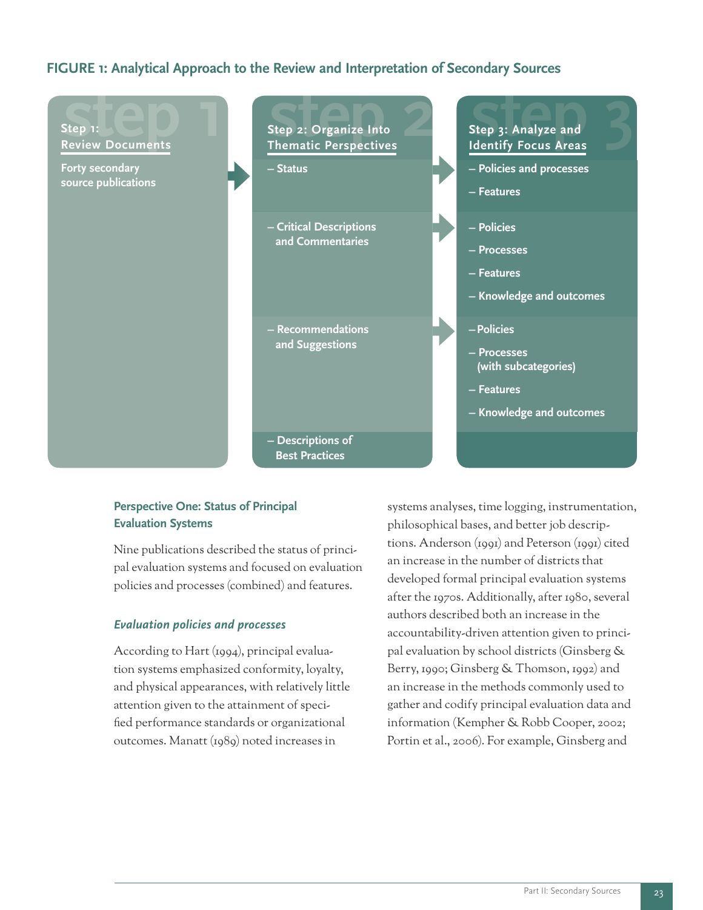**FIGURE 1: Analytical Approach to the Review and Interpretation of Secondary Sources**

| Step 1: Review Documents | Step 2: Organize Into Thematic Perspectives | Step 3: Analyze and Identify Focus Areas |
|---|---|---|
| Forty secondary source publications | – Status | – Policies and processes<br>– Features |
| | – Critical Descriptions and Commentaries | – Policies<br>– Processes<br>– Features<br>– Knowledge and outcomes |
| | – Recommendations and Suggestions | – Policies<br>– Processes (with subcategories)<br>– Features<br>– Knowledge and outcomes |
| | – Descriptions of Best Practices | |

### Perspective One: Status of Principal Evaluation Systems

Nine publications described the status of principal evaluation systems and focused on evaluation policies and processes (combined) and features.

#### *Evaluation policies and processes*

According to Hart (1994), principal evaluation systems emphasized conformity, loyalty, and physical appearances, with relatively little attention given to the attainment of specified performance standards or organizational outcomes. Manatt (1989) noted increases in systems analyses, time logging, instrumentation, philosophical bases, and better job descriptions. Anderson (1991) and Peterson (1991) cited an increase in the number of districts that developed formal principal evaluation systems after the 1970s. Additionally, after 1980, several authors described both an increase in the accountability-driven attention given to principal evaluation by school districts (Ginsberg & Berry, 1990; Ginsberg & Thomson, 1992) and an increase in the methods commonly used to gather and codify principal evaluation data and information (Kempher & Robb Cooper, 2002; Portin et al., 2006). For example, Ginsberg and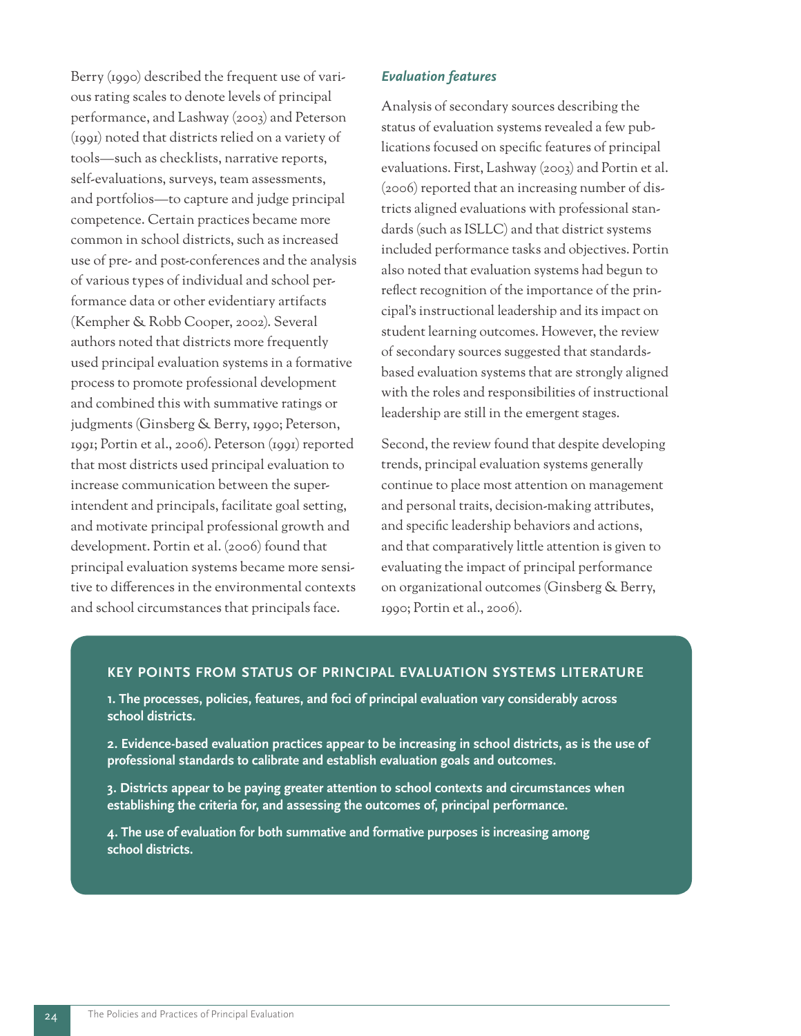Berry (1990) described the frequent use of various rating scales to denote levels of principal performance, and Lashway (2003) and Peterson (1991) noted that districts relied on a variety of tools—such as checklists, narrative reports, self-evaluations, surveys, team assessments, and portfolios—to capture and judge principal competence. Certain practices became more common in school districts, such as increased use of pre- and post-conferences and the analysis of various types of individual and school performance data or other evidentiary artifacts (Kempher & Robb Cooper, 2002). Several authors noted that districts more frequently used principal evaluation systems in a formative process to promote professional development and combined this with summative ratings or judgments (Ginsberg & Berry, 1990; Peterson, 1991; Portin et al., 2006). Peterson (1991) reported that most districts used principal evaluation to increase communication between the superintendent and principals, facilitate goal setting, and motivate principal professional growth and development. Portin et al. (2006) found that principal evaluation systems became more sensitive to differences in the environmental contexts and school circumstances that principals face.

### *Evaluation features*

Analysis of secondary sources describing the status of evaluation systems revealed a few publications focused on specific features of principal evaluations. First, Lashway (2003) and Portin et al. (2006) reported that an increasing number of districts aligned evaluations with professional standards (such as ISLLC) and that district systems included performance tasks and objectives. Portin also noted that evaluation systems had begun to reflect recognition of the importance of the principal's instructional leadership and its impact on student learning outcomes. However, the review of secondary sources suggested that standards-based evaluation systems that are strongly aligned with the roles and responsibilities of instructional leadership are still in the emergent stages.

Second, the review found that despite developing trends, principal evaluation systems generally continue to place most attention on management and personal traits, decision-making attributes, and specific leadership behaviors and actions, and that comparatively little attention is given to evaluating the impact of principal performance on organizational outcomes (Ginsberg & Berry, 1990; Portin et al., 2006).

#### KEY POINTS FROM STATUS OF PRINCIPAL EVALUATION SYSTEMS LITERATURE

**1. The processes, policies, features, and foci of principal evaluation vary considerably across school districts.**

**2. Evidence-based evaluation practices appear to be increasing in school districts, as is the use of professional standards to calibrate and establish evaluation goals and outcomes.**

**3. Districts appear to be paying greater attention to school contexts and circumstances when establishing the criteria for, and assessing the outcomes of, principal performance.**

**4. The use of evaluation for both summative and formative purposes is increasing among school districts.**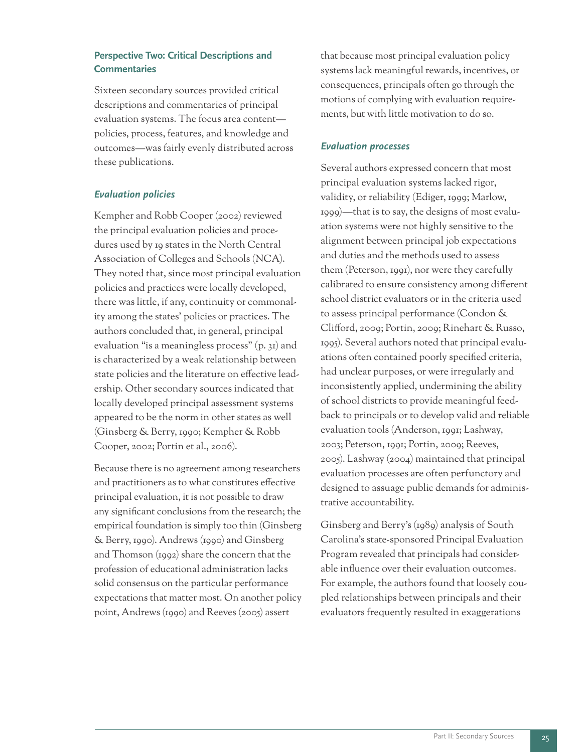### Perspective Two: Critical Descriptions and Commentaries

Sixteen secondary sources provided critical descriptions and commentaries of principal evaluation systems. The focus area content—policies, process, features, and knowledge and outcomes—was fairly evenly distributed across these publications.

#### *Evaluation policies*

Kempher and Robb Cooper (2002) reviewed the principal evaluation policies and procedures used by 19 states in the North Central Association of Colleges and Schools (NCA). They noted that, since most principal evaluation policies and practices were locally developed, there was little, if any, continuity or commonality among the states' policies or practices. The authors concluded that, in general, principal evaluation "is a meaningless process" (p. 31) and is characterized by a weak relationship between state policies and the literature on effective leadership. Other secondary sources indicated that locally developed principal assessment systems appeared to be the norm in other states as well (Ginsberg & Berry, 1990; Kempher & Robb Cooper, 2002; Portin et al., 2006).

Because there is no agreement among researchers and practitioners as to what constitutes effective principal evaluation, it is not possible to draw any significant conclusions from the research; the empirical foundation is simply too thin (Ginsberg & Berry, 1990). Andrews (1990) and Ginsberg and Thomson (1992) share the concern that the profession of educational administration lacks solid consensus on the particular performance expectations that matter most. On another policy point, Andrews (1990) and Reeves (2005) assert that because most principal evaluation policy systems lack meaningful rewards, incentives, or consequences, principals often go through the motions of complying with evaluation requirements, but with little motivation to do so.

#### *Evaluation processes*

Several authors expressed concern that most principal evaluation systems lacked rigor, validity, or reliability (Ediger, 1999; Marlow, 1999)—that is to say, the designs of most evaluation systems were not highly sensitive to the alignment between principal job expectations and duties and the methods used to assess them (Peterson, 1991), nor were they carefully calibrated to ensure consistency among different school district evaluators or in the criteria used to assess principal performance (Condon & Clifford, 2009; Portin, 2009; Rinehart & Russo, 1995). Several authors noted that principal evaluations often contained poorly specified criteria, had unclear purposes, or were irregularly and inconsistently applied, undermining the ability of school districts to provide meaningful feedback to principals or to develop valid and reliable evaluation tools (Anderson, 1991; Lashway, 2003; Peterson, 1991; Portin, 2009; Reeves, 2005). Lashway (2004) maintained that principal evaluation processes are often perfunctory and designed to assuage public demands for administrative accountability.

Ginsberg and Berry's (1989) analysis of South Carolina's state-sponsored Principal Evaluation Program revealed that principals had considerable influence over their evaluation outcomes. For example, the authors found that loosely coupled relationships between principals and their evaluators frequently resulted in exaggerations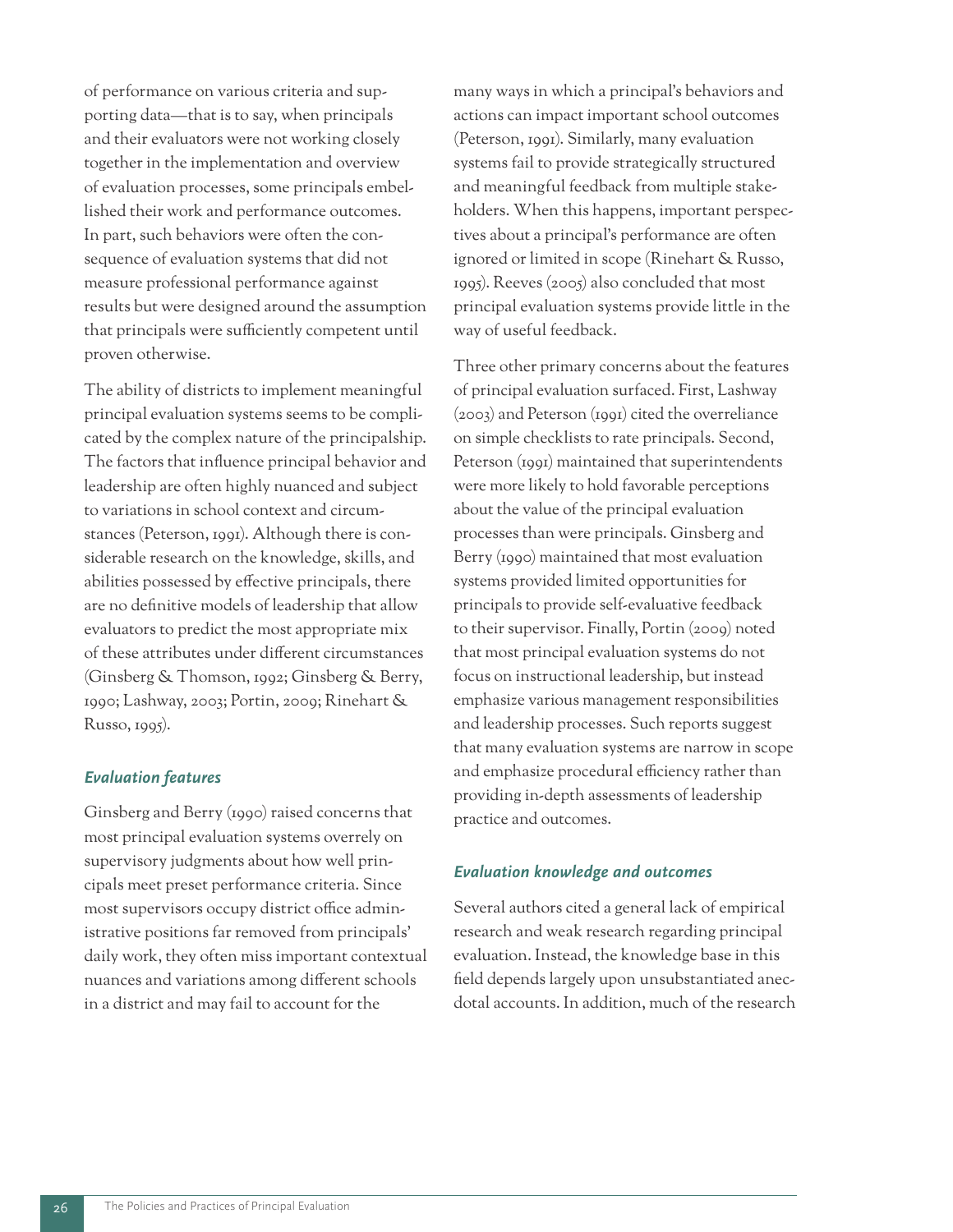of performance on various criteria and supporting data—that is to say, when principals and their evaluators were not working closely together in the implementation and overview of evaluation processes, some principals embellished their work and performance outcomes. In part, such behaviors were often the consequence of evaluation systems that did not measure professional performance against results but were designed around the assumption that principals were sufficiently competent until proven otherwise.

The ability of districts to implement meaningful principal evaluation systems seems to be complicated by the complex nature of the principalship. The factors that influence principal behavior and leadership are often highly nuanced and subject to variations in school context and circumstances (Peterson, 1991). Although there is considerable research on the knowledge, skills, and abilities possessed by effective principals, there are no definitive models of leadership that allow evaluators to predict the most appropriate mix of these attributes under different circumstances (Ginsberg & Thomson, 1992; Ginsberg & Berry, 1990; Lashway, 2003; Portin, 2009; Rinehart & Russo, 1995).

### *Evaluation features*

Ginsberg and Berry (1990) raised concerns that most principal evaluation systems overrely on supervisory judgments about how well principals meet preset performance criteria. Since most supervisors occupy district office administrative positions far removed from principals' daily work, they often miss important contextual nuances and variations among different schools in a district and may fail to account for the many ways in which a principal's behaviors and actions can impact important school outcomes (Peterson, 1991). Similarly, many evaluation systems fail to provide strategically structured and meaningful feedback from multiple stakeholders. When this happens, important perspectives about a principal's performance are often ignored or limited in scope (Rinehart & Russo, 1995). Reeves (2005) also concluded that most principal evaluation systems provide little in the way of useful feedback.

Three other primary concerns about the features of principal evaluation surfaced. First, Lashway (2003) and Peterson (1991) cited the overreliance on simple checklists to rate principals. Second, Peterson (1991) maintained that superintendents were more likely to hold favorable perceptions about the value of the principal evaluation processes than were principals. Ginsberg and Berry (1990) maintained that most evaluation systems provided limited opportunities for principals to provide self-evaluative feedback to their supervisor. Finally, Portin (2009) noted that most principal evaluation systems do not focus on instructional leadership, but instead emphasize various management responsibilities and leadership processes. Such reports suggest that many evaluation systems are narrow in scope and emphasize procedural efficiency rather than providing in-depth assessments of leadership practice and outcomes.

### *Evaluation knowledge and outcomes*

Several authors cited a general lack of empirical research and weak research regarding principal evaluation. Instead, the knowledge base in this field depends largely upon unsubstantiated anecdotal accounts. In addition, much of the research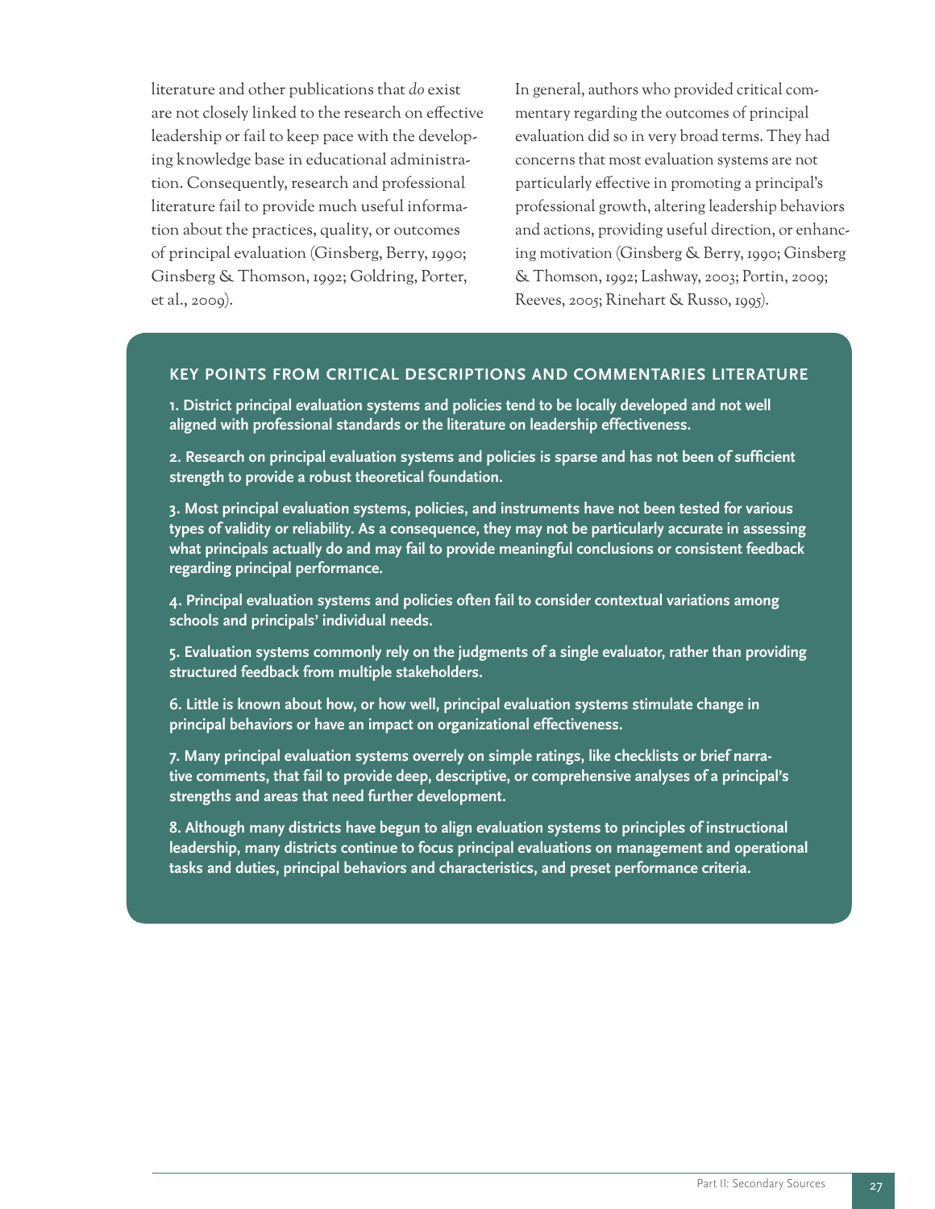literature and other publications that *do* exist are not closely linked to the research on effective leadership or fail to keep pace with the developing knowledge base in educational administration. Consequently, research and professional literature fail to provide much useful information about the practices, quality, or outcomes of principal evaluation (Ginsberg, Berry, 1990; Ginsberg & Thomson, 1992; Goldring, Porter, et al., 2009).

In general, authors who provided critical commentary regarding the outcomes of principal evaluation did so in very broad terms. They had concerns that most evaluation systems are not particularly effective in promoting a principal's professional growth, altering leadership behaviors and actions, providing useful direction, or enhancing motivation (Ginsberg & Berry, 1990; Ginsberg & Thomson, 1992; Lashway, 2003; Portin, 2009; Reeves, 2005; Rinehart & Russo, 1995).

## KEY POINTS FROM CRITICAL DESCRIPTIONS AND COMMENTARIES LITERATURE

**1. District principal evaluation systems and policies tend to be locally developed and not well aligned with professional standards or the literature on leadership effectiveness.**

**2. Research on principal evaluation systems and policies is sparse and has not been of sufficient strength to provide a robust theoretical foundation.**

**3. Most principal evaluation systems, policies, and instruments have not been tested for various types of validity or reliability. As a consequence, they may not be particularly accurate in assessing what principals actually do and may fail to provide meaningful conclusions or consistent feedback regarding principal performance.**

**4. Principal evaluation systems and policies often fail to consider contextual variations among schools and principals' individual needs.**

**5. Evaluation systems commonly rely on the judgments of a single evaluator, rather than providing structured feedback from multiple stakeholders.**

**6. Little is known about how, or how well, principal evaluation systems stimulate change in principal behaviors or have an impact on organizational effectiveness.**

**7. Many principal evaluation systems overrely on simple ratings, like checklists or brief narrative comments, that fail to provide deep, descriptive, or comprehensive analyses of a principal's strengths and areas that need further development.**

**8. Although many districts have begun to align evaluation systems to principles of instructional leadership, many districts continue to focus principal evaluations on management and operational tasks and duties, principal behaviors and characteristics, and preset performance criteria.**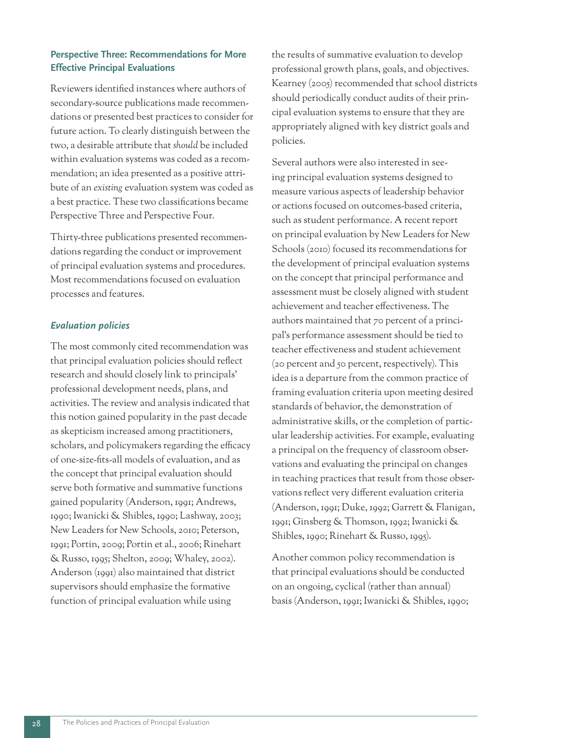### Perspective Three: Recommendations for More Effective Principal Evaluations

Reviewers identified instances where authors of secondary-source publications made recommendations or presented best practices to consider for future action. To clearly distinguish between the two, a desirable attribute that *should* be included within evaluation systems was coded as a recommendation; an idea presented as a positive attribute of an *existing* evaluation system was coded as a best practice. These two classifications became Perspective Three and Perspective Four.

Thirty-three publications presented recommendations regarding the conduct or improvement of principal evaluation systems and procedures. Most recommendations focused on evaluation processes and features.

#### *Evaluation policies*

The most commonly cited recommendation was that principal evaluation policies should reflect research and should closely link to principals' professional development needs, plans, and activities. The review and analysis indicated that this notion gained popularity in the past decade as skepticism increased among practitioners, scholars, and policymakers regarding the efficacy of one-size-fits-all models of evaluation, and as the concept that principal evaluation should serve both formative and summative functions gained popularity (Anderson, 1991; Andrews, 1990; Iwanicki & Shibles, 1990; Lashway, 2003; New Leaders for New Schools, 2010; Peterson, 1991; Portin, 2009; Portin et al., 2006; Rinehart & Russo, 1995; Shelton, 2009; Whaley, 2002). Anderson (1991) also maintained that district supervisors should emphasize the formative function of principal evaluation while using the results of summative evaluation to develop professional growth plans, goals, and objectives. Kearney (2005) recommended that school districts should periodically conduct audits of their principal evaluation systems to ensure that they are appropriately aligned with key district goals and policies.

Several authors were also interested in seeing principal evaluation systems designed to measure various aspects of leadership behavior or actions focused on outcomes-based criteria, such as student performance. A recent report on principal evaluation by New Leaders for New Schools (2010) focused its recommendations for the development of principal evaluation systems on the concept that principal performance and assessment must be closely aligned with student achievement and teacher effectiveness. The authors maintained that 70 percent of a principal's performance assessment should be tied to teacher effectiveness and student achievement (20 percent and 50 percent, respectively). This idea is a departure from the common practice of framing evaluation criteria upon meeting desired standards of behavior, the demonstration of administrative skills, or the completion of particular leadership activities. For example, evaluating a principal on the frequency of classroom observations and evaluating the principal on changes in teaching practices that result from those observations reflect very different evaluation criteria (Anderson, 1991; Duke, 1992; Garrett & Flanigan, 1991; Ginsberg & Thomson, 1992; Iwanicki & Shibles, 1990; Rinehart & Russo, 1995).

Another common policy recommendation is that principal evaluations should be conducted on an ongoing, cyclical (rather than annual) basis (Anderson, 1991; Iwanicki & Shibles, 1990;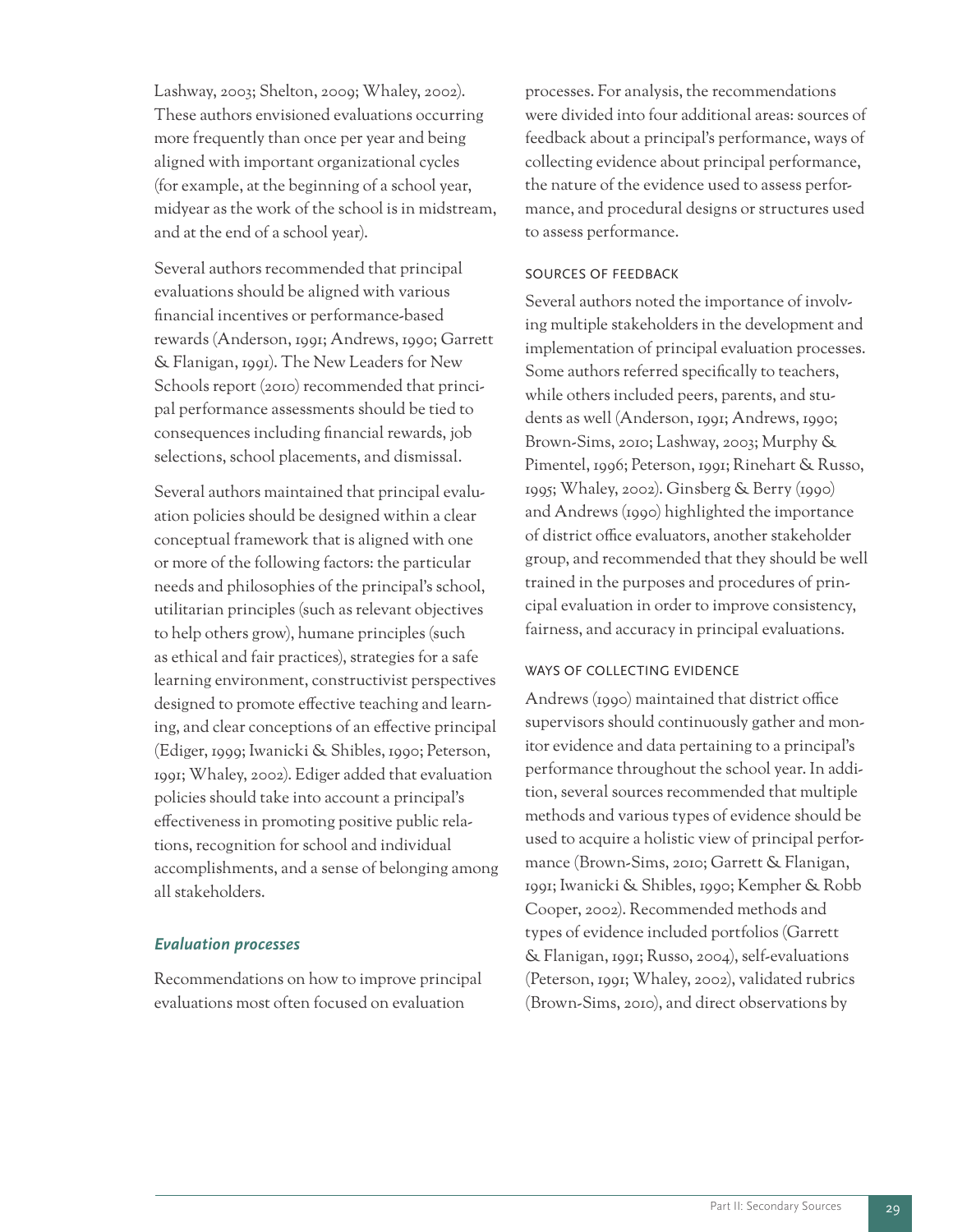Lashway, 2003; Shelton, 2009; Whaley, 2002). These authors envisioned evaluations occurring more frequently than once per year and being aligned with important organizational cycles (for example, at the beginning of a school year, midyear as the work of the school is in midstream, and at the end of a school year).

Several authors recommended that principal evaluations should be aligned with various financial incentives or performance-based rewards (Anderson, 1991; Andrews, 1990; Garrett & Flanigan, 1991). The New Leaders for New Schools report (2010) recommended that principal performance assessments should be tied to consequences including financial rewards, job selections, school placements, and dismissal.

Several authors maintained that principal evaluation policies should be designed within a clear conceptual framework that is aligned with one or more of the following factors: the particular needs and philosophies of the principal's school, utilitarian principles (such as relevant objectives to help others grow), humane principles (such as ethical and fair practices), strategies for a safe learning environment, constructivist perspectives designed to promote effective teaching and learning, and clear conceptions of an effective principal (Ediger, 1999; Iwanicki & Shibles, 1990; Peterson, 1991; Whaley, 2002). Ediger added that evaluation policies should take into account a principal's effectiveness in promoting positive public relations, recognition for school and individual accomplishments, and a sense of belonging among all stakeholders.

### *Evaluation processes*

Recommendations on how to improve principal evaluations most often focused on evaluation processes. For analysis, the recommendations were divided into four additional areas: sources of feedback about a principal's performance, ways of collecting evidence about principal performance, the nature of the evidence used to assess performance, and procedural designs or structures used to assess performance.

#### SOURCES OF FEEDBACK

Several authors noted the importance of involving multiple stakeholders in the development and implementation of principal evaluation processes. Some authors referred specifically to teachers, while others included peers, parents, and students as well (Anderson, 1991; Andrews, 1990; Brown-Sims, 2010; Lashway, 2003; Murphy & Pimentel, 1996; Peterson, 1991; Rinehart & Russo, 1995; Whaley, 2002). Ginsberg & Berry (1990) and Andrews (1990) highlighted the importance of district office evaluators, another stakeholder group, and recommended that they should be well trained in the purposes and procedures of principal evaluation in order to improve consistency, fairness, and accuracy in principal evaluations.

#### WAYS OF COLLECTING EVIDENCE

Andrews (1990) maintained that district office supervisors should continuously gather and monitor evidence and data pertaining to a principal's performance throughout the school year. In addition, several sources recommended that multiple methods and various types of evidence should be used to acquire a holistic view of principal performance (Brown-Sims, 2010; Garrett & Flanigan, 1991; Iwanicki & Shibles, 1990; Kempher & Robb Cooper, 2002). Recommended methods and types of evidence included portfolios (Garrett & Flanigan, 1991; Russo, 2004), self-evaluations (Peterson, 1991; Whaley, 2002), validated rubrics (Brown-Sims, 2010), and direct observations by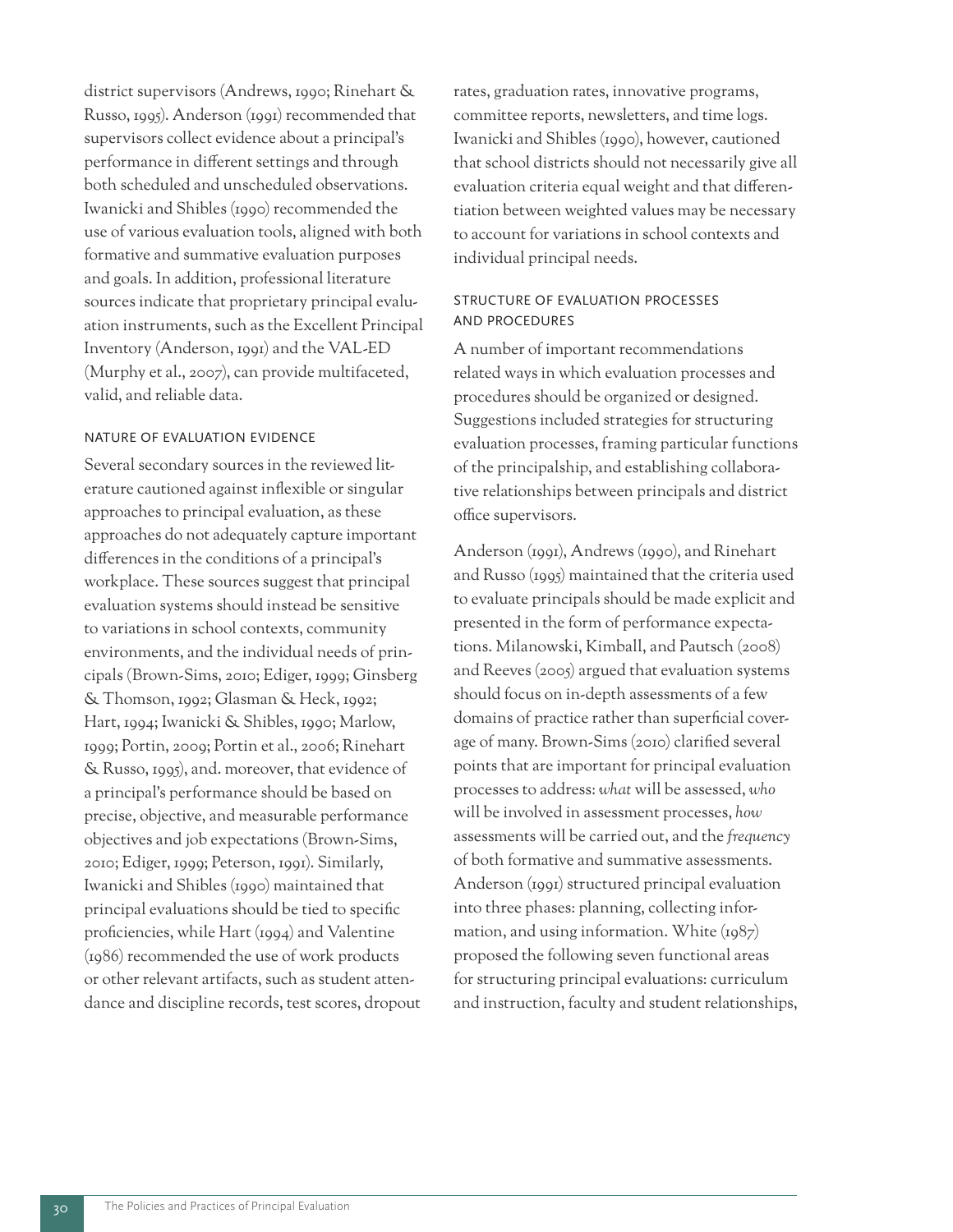district supervisors (Andrews, 1990; Rinehart & Russo, 1995). Anderson (1991) recommended that supervisors collect evidence about a principal's performance in different settings and through both scheduled and unscheduled observations. Iwanicki and Shibles (1990) recommended the use of various evaluation tools, aligned with both formative and summative evaluation purposes and goals. In addition, professional literature sources indicate that proprietary principal evaluation instruments, such as the Excellent Principal Inventory (Anderson, 1991) and the VAL-ED (Murphy et al., 2007), can provide multifaceted, valid, and reliable data.

### NATURE OF EVALUATION EVIDENCE

Several secondary sources in the reviewed literature cautioned against inflexible or singular approaches to principal evaluation, as these approaches do not adequately capture important differences in the conditions of a principal's workplace. These sources suggest that principal evaluation systems should instead be sensitive to variations in school contexts, community environments, and the individual needs of principals (Brown-Sims, 2010; Ediger, 1999; Ginsberg & Thomson, 1992; Glasman & Heck, 1992; Hart, 1994; Iwanicki & Shibles, 1990; Marlow, 1999; Portin, 2009; Portin et al., 2006; Rinehart & Russo, 1995), and. moreover, that evidence of a principal's performance should be based on precise, objective, and measurable performance objectives and job expectations (Brown-Sims, 2010; Ediger, 1999; Peterson, 1991). Similarly, Iwanicki and Shibles (1990) maintained that principal evaluations should be tied to specific proficiencies, while Hart (1994) and Valentine (1986) recommended the use of work products or other relevant artifacts, such as student attendance and discipline records, test scores, dropout rates, graduation rates, innovative programs, committee reports, newsletters, and time logs. Iwanicki and Shibles (1990), however, cautioned that school districts should not necessarily give all evaluation criteria equal weight and that differentiation between weighted values may be necessary to account for variations in school contexts and individual principal needs.

### STRUCTURE OF EVALUATION PROCESSES AND PROCEDURES

A number of important recommendations related ways in which evaluation processes and procedures should be organized or designed. Suggestions included strategies for structuring evaluation processes, framing particular functions of the principalship, and establishing collaborative relationships between principals and district office supervisors.

Anderson (1991), Andrews (1990), and Rinehart and Russo (1995) maintained that the criteria used to evaluate principals should be made explicit and presented in the form of performance expectations. Milanowski, Kimball, and Pautsch (2008) and Reeves (2005) argued that evaluation systems should focus on in-depth assessments of a few domains of practice rather than superficial coverage of many. Brown-Sims (2010) clarified several points that are important for principal evaluation processes to address: *what* will be assessed, *who* will be involved in assessment processes, *how* assessments will be carried out, and the *frequency* of both formative and summative assessments. Anderson (1991) structured principal evaluation into three phases: planning, collecting information, and using information. White (1987) proposed the following seven functional areas for structuring principal evaluations: curriculum and instruction, faculty and student relationships,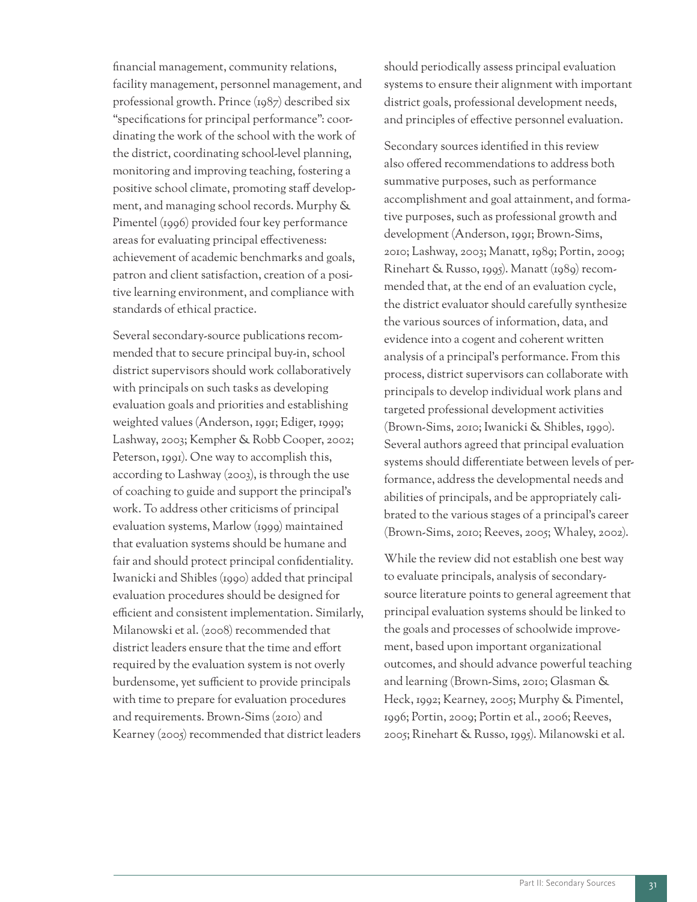financial management, community relations, facility management, personnel management, and professional growth. Prince (1987) described six "specifications for principal performance": coordinating the work of the school with the work of the district, coordinating school-level planning, monitoring and improving teaching, fostering a positive school climate, promoting staff development, and managing school records. Murphy & Pimentel (1996) provided four key performance areas for evaluating principal effectiveness: achievement of academic benchmarks and goals, patron and client satisfaction, creation of a positive learning environment, and compliance with standards of ethical practice.

Several secondary-source publications recommended that to secure principal buy-in, school district supervisors should work collaboratively with principals on such tasks as developing evaluation goals and priorities and establishing weighted values (Anderson, 1991; Ediger, 1999; Lashway, 2003; Kempher & Robb Cooper, 2002; Peterson, 1991). One way to accomplish this, according to Lashway (2003), is through the use of coaching to guide and support the principal's work. To address other criticisms of principal evaluation systems, Marlow (1999) maintained that evaluation systems should be humane and fair and should protect principal confidentiality. Iwanicki and Shibles (1990) added that principal evaluation procedures should be designed for efficient and consistent implementation. Similarly, Milanowski et al. (2008) recommended that district leaders ensure that the time and effort required by the evaluation system is not overly burdensome, yet sufficient to provide principals with time to prepare for evaluation procedures and requirements. Brown-Sims (2010) and Kearney (2005) recommended that district leaders should periodically assess principal evaluation systems to ensure their alignment with important district goals, professional development needs, and principles of effective personnel evaluation.

Secondary sources identified in this review also offered recommendations to address both summative purposes, such as performance accomplishment and goal attainment, and formative purposes, such as professional growth and development (Anderson, 1991; Brown-Sims, 2010; Lashway, 2003; Manatt, 1989; Portin, 2009; Rinehart & Russo, 1995). Manatt (1989) recommended that, at the end of an evaluation cycle, the district evaluator should carefully synthesize the various sources of information, data, and evidence into a cogent and coherent written analysis of a principal's performance. From this process, district supervisors can collaborate with principals to develop individual work plans and targeted professional development activities (Brown-Sims, 2010; Iwanicki & Shibles, 1990). Several authors agreed that principal evaluation systems should differentiate between levels of performance, address the developmental needs and abilities of principals, and be appropriately calibrated to the various stages of a principal's career (Brown-Sims, 2010; Reeves, 2005; Whaley, 2002).

While the review did not establish one best way to evaluate principals, analysis of secondary-source literature points to general agreement that principal evaluation systems should be linked to the goals and processes of schoolwide improvement, based upon important organizational outcomes, and should advance powerful teaching and learning (Brown-Sims, 2010; Glasman & Heck, 1992; Kearney, 2005; Murphy & Pimentel, 1996; Portin, 2009; Portin et al., 2006; Reeves, 2005; Rinehart & Russo, 1995). Milanowski et al.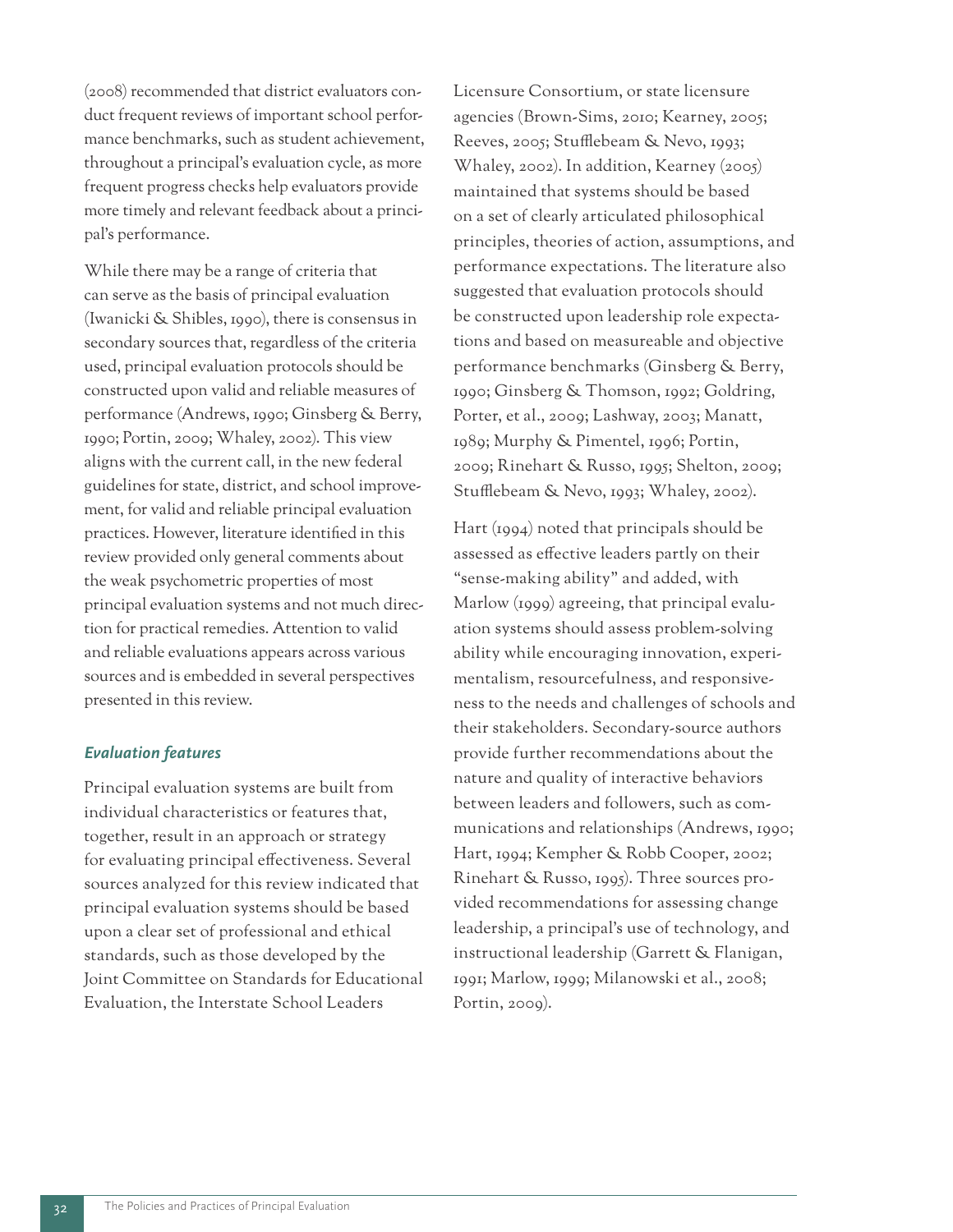(2008) recommended that district evaluators conduct frequent reviews of important school performance benchmarks, such as student achievement, throughout a principal's evaluation cycle, as more frequent progress checks help evaluators provide more timely and relevant feedback about a principal's performance.

While there may be a range of criteria that can serve as the basis of principal evaluation (Iwanicki & Shibles, 1990), there is consensus in secondary sources that, regardless of the criteria used, principal evaluation protocols should be constructed upon valid and reliable measures of performance (Andrews, 1990; Ginsberg & Berry, 1990; Portin, 2009; Whaley, 2002). This view aligns with the current call, in the new federal guidelines for state, district, and school improvement, for valid and reliable principal evaluation practices. However, literature identified in this review provided only general comments about the weak psychometric properties of most principal evaluation systems and not much direction for practical remedies. Attention to valid and reliable evaluations appears across various sources and is embedded in several perspectives presented in this review.

### *Evaluation features*

Principal evaluation systems are built from individual characteristics or features that, together, result in an approach or strategy for evaluating principal effectiveness. Several sources analyzed for this review indicated that principal evaluation systems should be based upon a clear set of professional and ethical standards, such as those developed by the Joint Committee on Standards for Educational Evaluation, the Interstate School Leaders Licensure Consortium, or state licensure agencies (Brown-Sims, 2010; Kearney, 2005; Reeves, 2005; Stufflebeam & Nevo, 1993; Whaley, 2002). In addition, Kearney (2005) maintained that systems should be based on a set of clearly articulated philosophical principles, theories of action, assumptions, and performance expectations. The literature also suggested that evaluation protocols should be constructed upon leadership role expectations and based on measureable and objective performance benchmarks (Ginsberg & Berry, 1990; Ginsberg & Thomson, 1992; Goldring, Porter, et al., 2009; Lashway, 2003; Manatt, 1989; Murphy & Pimentel, 1996; Portin, 2009; Rinehart & Russo, 1995; Shelton, 2009; Stufflebeam & Nevo, 1993; Whaley, 2002).

Hart (1994) noted that principals should be assessed as effective leaders partly on their "sense-making ability" and added, with Marlow (1999) agreeing, that principal evaluation systems should assess problem-solving ability while encouraging innovation, experimentalism, resourcefulness, and responsiveness to the needs and challenges of schools and their stakeholders. Secondary-source authors provide further recommendations about the nature and quality of interactive behaviors between leaders and followers, such as communications and relationships (Andrews, 1990; Hart, 1994; Kempher & Robb Cooper, 2002; Rinehart & Russo, 1995). Three sources provided recommendations for assessing change leadership, a principal's use of technology, and instructional leadership (Garrett & Flanigan, 1991; Marlow, 1999; Milanowski et al., 2008; Portin, 2009).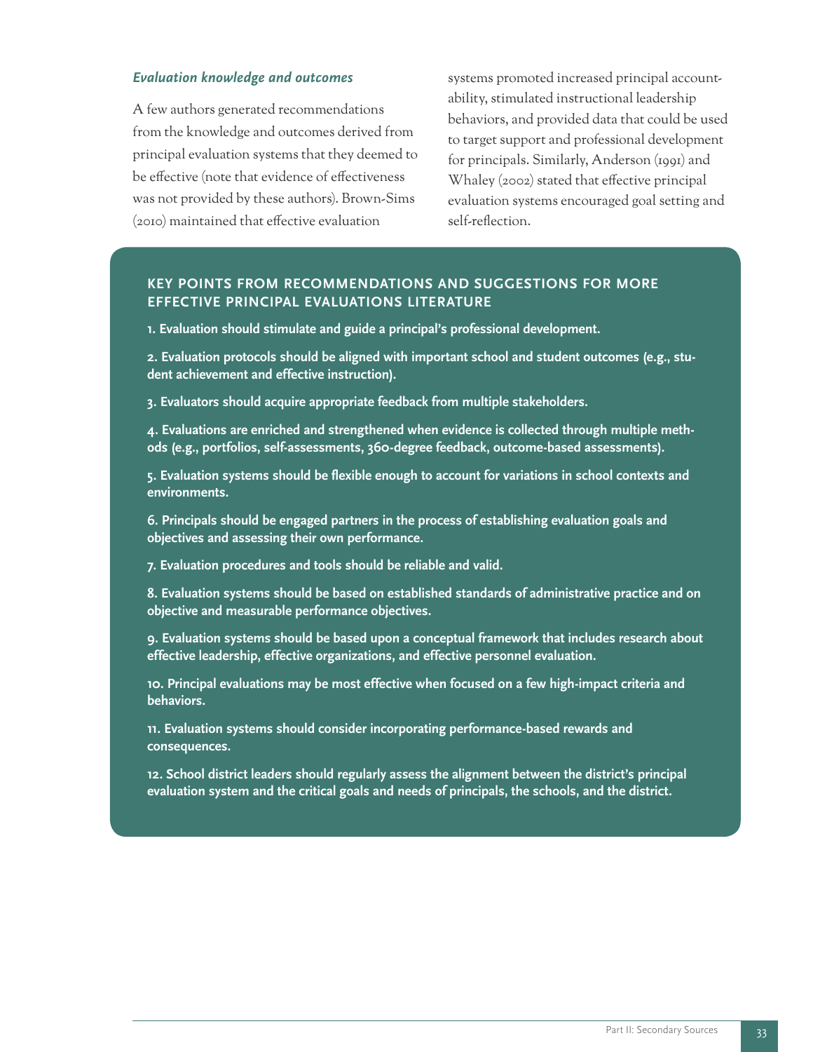### *Evaluation knowledge and outcomes*

A few authors generated recommendations from the knowledge and outcomes derived from principal evaluation systems that they deemed to be effective (note that evidence of effectiveness was not provided by these authors). Brown-Sims (2010) maintained that effective evaluation systems promoted increased principal accountability, stimulated instructional leadership behaviors, and provided data that could be used to target support and professional development for principals. Similarly, Anderson (1991) and Whaley (2002) stated that effective principal evaluation systems encouraged goal setting and self-reflection.

## KEY POINTS FROM RECOMMENDATIONS AND SUGGESTIONS FOR MORE EFFECTIVE PRINCIPAL EVALUATIONS LITERATURE

**1. Evaluation should stimulate and guide a principal's professional development.**

**2. Evaluation protocols should be aligned with important school and student outcomes (e.g., student achievement and effective instruction).**

**3. Evaluators should acquire appropriate feedback from multiple stakeholders.**

**4. Evaluations are enriched and strengthened when evidence is collected through multiple methods (e.g., portfolios, self-assessments, 360-degree feedback, outcome-based assessments).**

**5. Evaluation systems should be flexible enough to account for variations in school contexts and environments.**

**6. Principals should be engaged partners in the process of establishing evaluation goals and objectives and assessing their own performance.**

**7. Evaluation procedures and tools should be reliable and valid.**

**8. Evaluation systems should be based on established standards of administrative practice and on objective and measurable performance objectives.**

**9. Evaluation systems should be based upon a conceptual framework that includes research about effective leadership, effective organizations, and effective personnel evaluation.**

**10. Principal evaluations may be most effective when focused on a few high-impact criteria and behaviors.**

**11. Evaluation systems should consider incorporating performance-based rewards and consequences.**

**12. School district leaders should regularly assess the alignment between the district's principal evaluation system and the critical goals and needs of principals, the schools, and the district.**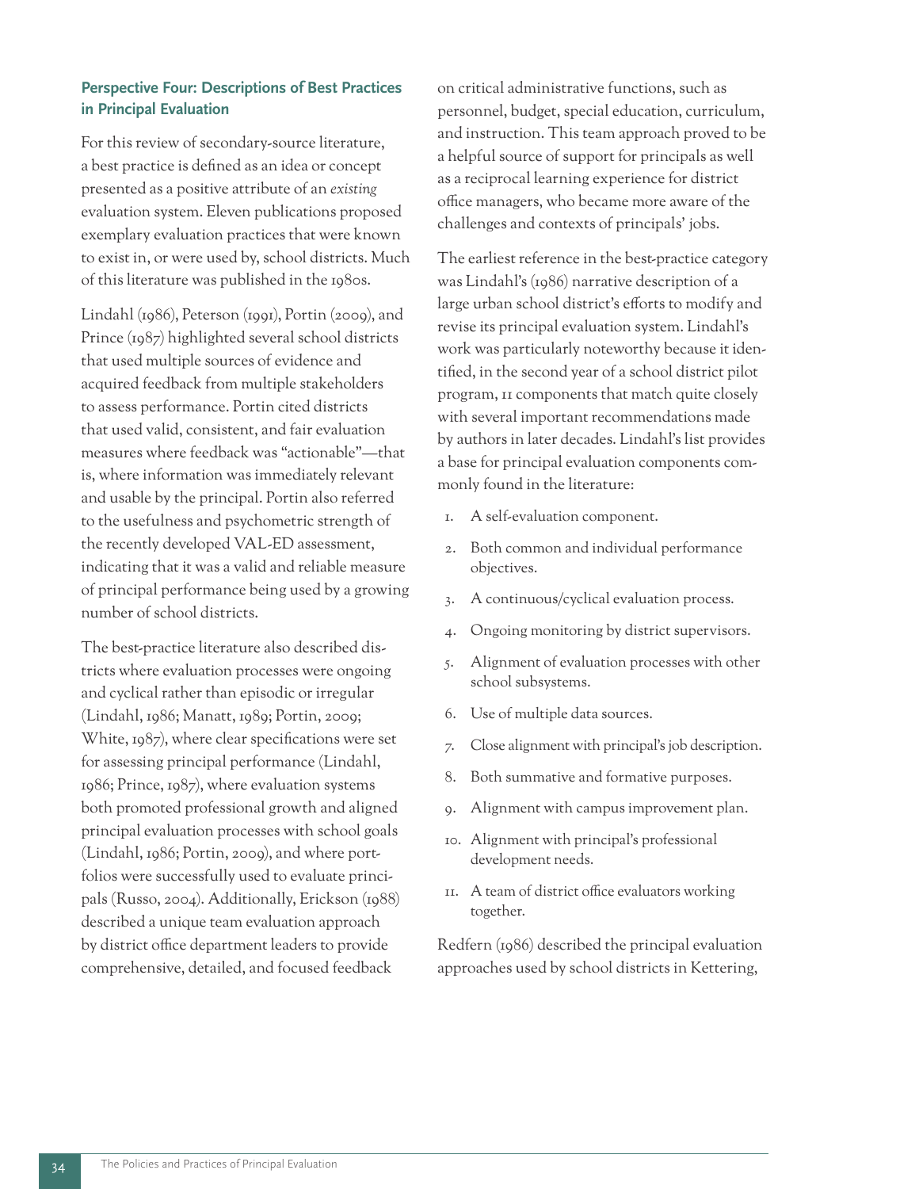### Perspective Four: Descriptions of Best Practices in Principal Evaluation

For this review of secondary-source literature, a best practice is defined as an idea or concept presented as a positive attribute of an *existing* evaluation system. Eleven publications proposed exemplary evaluation practices that were known to exist in, or were used by, school districts. Much of this literature was published in the 1980s.

Lindahl (1986), Peterson (1991), Portin (2009), and Prince (1987) highlighted several school districts that used multiple sources of evidence and acquired feedback from multiple stakeholders to assess performance. Portin cited districts that used valid, consistent, and fair evaluation measures where feedback was "actionable"—that is, where information was immediately relevant and usable by the principal. Portin also referred to the usefulness and psychometric strength of the recently developed VAL-ED assessment, indicating that it was a valid and reliable measure of principal performance being used by a growing number of school districts.

The best-practice literature also described districts where evaluation processes were ongoing and cyclical rather than episodic or irregular (Lindahl, 1986; Manatt, 1989; Portin, 2009; White, 1987), where clear specifications were set for assessing principal performance (Lindahl, 1986; Prince, 1987), where evaluation systems both promoted professional growth and aligned principal evaluation processes with school goals (Lindahl, 1986; Portin, 2009), and where portfolios were successfully used to evaluate principals (Russo, 2004). Additionally, Erickson (1988) described a unique team evaluation approach by district office department leaders to provide comprehensive, detailed, and focused feedback on critical administrative functions, such as personnel, budget, special education, curriculum, and instruction. This team approach proved to be a helpful source of support for principals as well as a reciprocal learning experience for district office managers, who became more aware of the challenges and contexts of principals' jobs.

The earliest reference in the best-practice category was Lindahl's (1986) narrative description of a large urban school district's efforts to modify and revise its principal evaluation system. Lindahl's work was particularly noteworthy because it identified, in the second year of a school district pilot program, 11 components that match quite closely with several important recommendations made by authors in later decades. Lindahl's list provides a base for principal evaluation components commonly found in the literature:

1. A self-evaluation component.
2. Both common and individual performance objectives.
3. A continuous/cyclical evaluation process.
4. Ongoing monitoring by district supervisors.
5. Alignment of evaluation processes with other school subsystems.
6. Use of multiple data sources.
7. Close alignment with principal's job description.
8. Both summative and formative purposes.
9. Alignment with campus improvement plan.
10. Alignment with principal's professional development needs.
11. A team of district office evaluators working together.

Redfern (1986) described the principal evaluation approaches used by school districts in Kettering,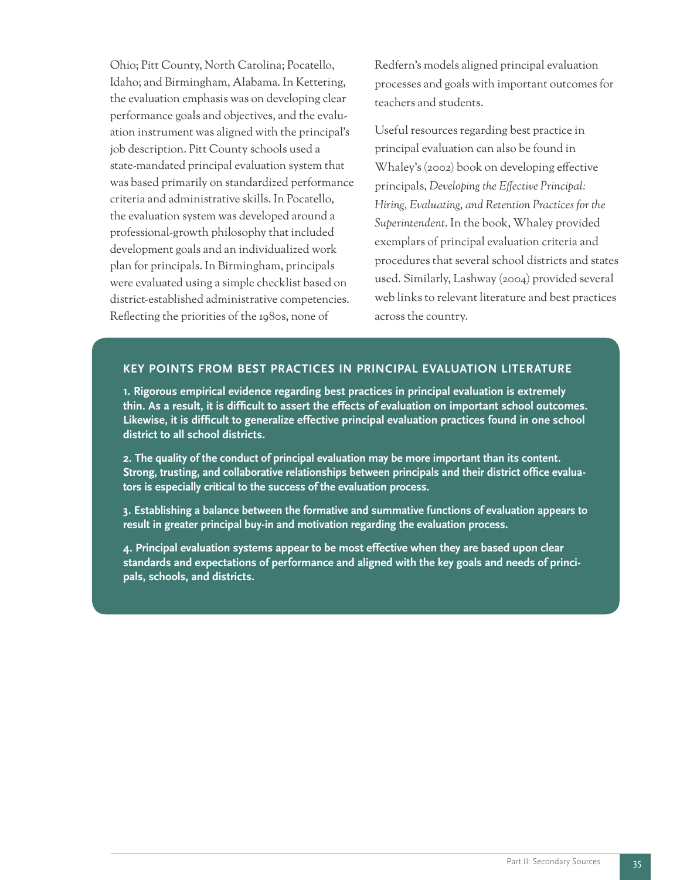Ohio; Pitt County, North Carolina; Pocatello, Idaho; and Birmingham, Alabama. In Kettering, the evaluation emphasis was on developing clear performance goals and objectives, and the evaluation instrument was aligned with the principal's job description. Pitt County schools used a state-mandated principal evaluation system that was based primarily on standardized performance criteria and administrative skills. In Pocatello, the evaluation system was developed around a professional-growth philosophy that included development goals and an individualized work plan for principals. In Birmingham, principals were evaluated using a simple checklist based on district-established administrative competencies. Reflecting the priorities of the 1980s, none of Redfern's models aligned principal evaluation processes and goals with important outcomes for teachers and students.

Useful resources regarding best practice in principal evaluation can also be found in Whaley's (2002) book on developing effective principals, *Developing the Effective Principal: Hiring, Evaluating, and Retention Practices for the Superintendent*. In the book, Whaley provided exemplars of principal evaluation criteria and procedures that several school districts and states used. Similarly, Lashway (2004) provided several web links to relevant literature and best practices across the country.

### KEY POINTS FROM BEST PRACTICES IN PRINCIPAL EVALUATION LITERATURE

**1. Rigorous empirical evidence regarding best practices in principal evaluation is extremely thin. As a result, it is difficult to assert the effects of evaluation on important school outcomes. Likewise, it is difficult to generalize effective principal evaluation practices found in one school district to all school districts.**

**2. The quality of the conduct of principal evaluation may be more important than its content. Strong, trusting, and collaborative relationships between principals and their district office evaluators is especially critical to the success of the evaluation process.**

**3. Establishing a balance between the formative and summative functions of evaluation appears to result in greater principal buy-in and motivation regarding the evaluation process.**

**4. Principal evaluation systems appear to be most effective when they are based upon clear standards and expectations of performance and aligned with the key goals and needs of principals, schools, and districts.**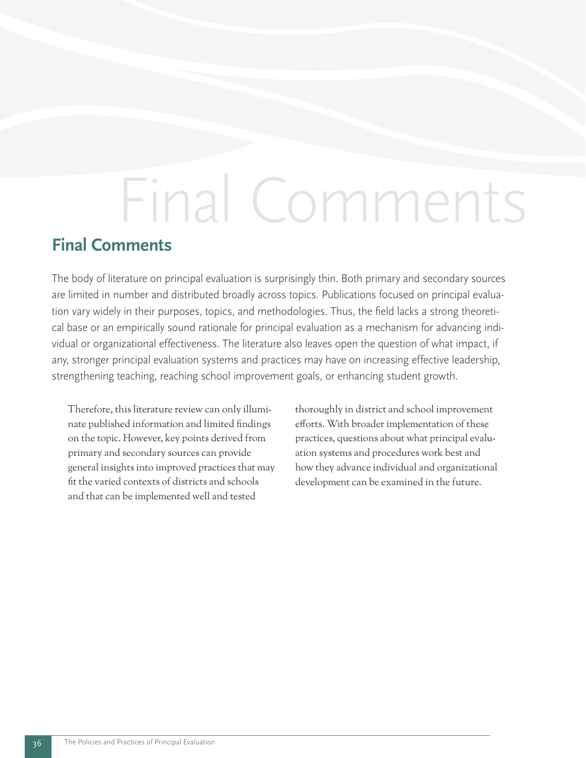## Final Comments

The body of literature on principal evaluation is surprisingly thin. Both primary and secondary sources are limited in number and distributed broadly across topics. Publications focused on principal evaluation vary widely in their purposes, topics, and methodologies. Thus, the field lacks a strong theoretical base or an empirically sound rationale for principal evaluation as a mechanism for advancing individual or organizational effectiveness. The literature also leaves open the question of what impact, if any, stronger principal evaluation systems and practices may have on increasing effective leadership, strengthening teaching, reaching school improvement goals, or enhancing student growth.

Therefore, this literature review can only illuminate published information and limited findings on the topic. However, key points derived from primary and secondary sources can provide general insights into improved practices that may fit the varied contexts of districts and schools and that can be implemented well and tested thoroughly in district and school improvement efforts. With broader implementation of these practices, questions about what principal evaluation systems and procedures work best and how they advance individual and organizational development can be examined in the future.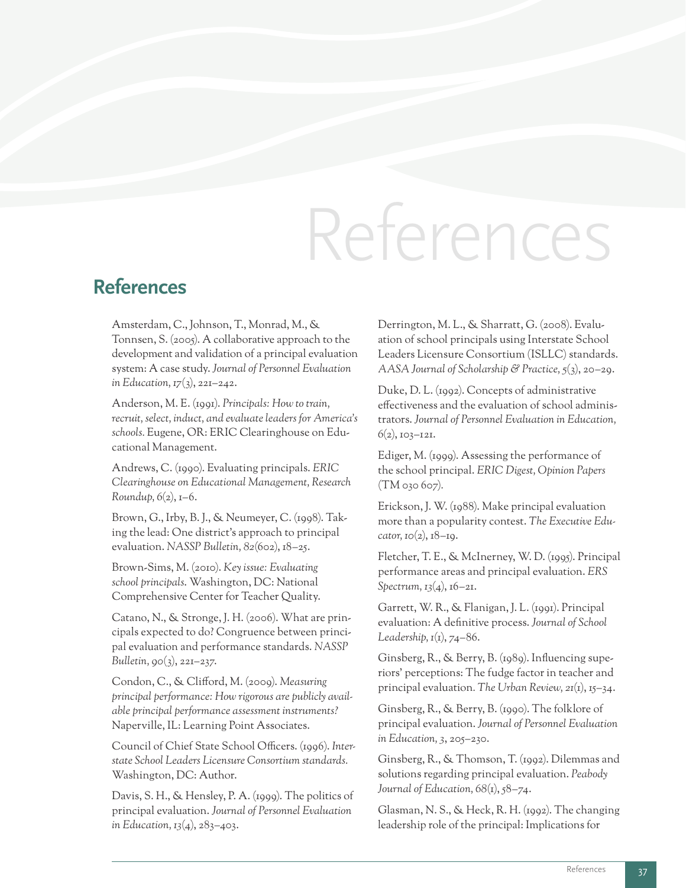# References

Amsterdam, C., Johnson, T., Monrad, M., & Tonnsen, S. (2005). A collaborative approach to the development and validation of a principal evaluation system: A case study. *Journal of Personnel Evaluation in Education, 17*(3), 221–242.

Anderson, M. E. (1991). *Principals: How to train, recruit, select, induct, and evaluate leaders for America's schools.* Eugene, OR: ERIC Clearinghouse on Educational Management.

Andrews, C. (1990). Evaluating principals. *ERIC Clearinghouse on Educational Management, Research Roundup, 6*(2), 1–6.

Brown, G., Irby, B. J., & Neumeyer, C. (1998). Taking the lead: One district's approach to principal evaluation. *NASSP Bulletin, 82*(602), 18–25.

Brown-Sims, M. (2010). *Key issue: Evaluating school principals.* Washington, DC: National Comprehensive Center for Teacher Quality.

Catano, N., & Stronge, J. H. (2006). What are principals expected to do? Congruence between principal evaluation and performance standards. *NASSP Bulletin, 90*(3), 221–237.

Condon, C., & Clifford, M. (2009). *Measuring principal performance: How rigorous are publicly available principal performance assessment instruments?* Naperville, IL: Learning Point Associates.

Council of Chief State School Officers. (1996). *Interstate School Leaders Licensure Consortium standards.* Washington, DC: Author.

Davis, S. H., & Hensley, P. A. (1999). The politics of principal evaluation. *Journal of Personnel Evaluation in Education, 13*(4), 283–403.

Derrington, M. L., & Sharratt, G. (2008). Evaluation of school principals using Interstate School Leaders Licensure Consortium (ISLLC) standards. *AASA Journal of Scholarship & Practice, 5*(3), 20–29.

Duke, D. L. (1992). Concepts of administrative effectiveness and the evaluation of school administrators. *Journal of Personnel Evaluation in Education, 6*(2), 103–121.

Ediger, M. (1999). Assessing the performance of the school principal. *ERIC Digest, Opinion Papers* (TM 030 607).

Erickson, J. W. (1988). Make principal evaluation more than a popularity contest. *The Executive Educator, 10*(2), 18–19.

Fletcher, T. E., & McInerney, W. D. (1995). Principal performance areas and principal evaluation. *ERS Spectrum, 13*(4), 16–21.

Garrett, W. R., & Flanigan, J. L. (1991). Principal evaluation: A definitive process. *Journal of School Leadership, 1*(1), 74–86.

Ginsberg, R., & Berry, B. (1989). Influencing superiors' perceptions: The fudge factor in teacher and principal evaluation. *The Urban Review, 21*(1), 15–34.

Ginsberg, R., & Berry, B. (1990). The folklore of principal evaluation. *Journal of Personnel Evaluation in Education, 3*, 205–230.

Ginsberg, R., & Thomson, T. (1992). Dilemmas and solutions regarding principal evaluation. *Peabody Journal of Education, 68*(1), 58–74.

Glasman, N. S., & Heck, R. H. (1992). The changing leadership role of the principal: Implications for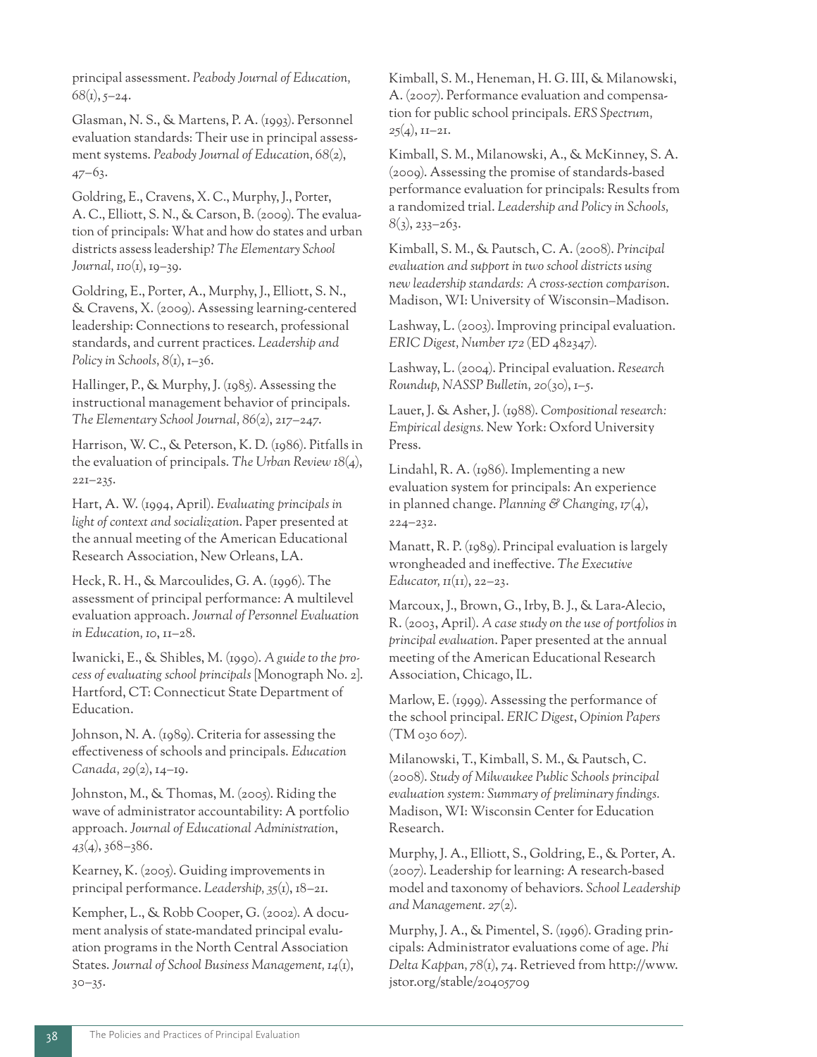principal assessment. *Peabody Journal of Education, 68*(1), 5–24.

Glasman, N. S., & Martens, P. A. (1993). Personnel evaluation standards: Their use in principal assessment systems. *Peabody Journal of Education, 68*(2), 47–63.

Goldring, E., Cravens, X. C., Murphy, J., Porter, A. C., Elliott, S. N., & Carson, B. (2009). The evaluation of principals: What and how do states and urban districts assess leadership? *The Elementary School Journal, 110*(1), 19–39.

Goldring, E., Porter, A., Murphy, J., Elliott, S. N., & Cravens, X. (2009). Assessing learning-centered leadership: Connections to research, professional standards, and current practices. *Leadership and Policy in Schools, 8*(1), 1–36.

Hallinger, P., & Murphy, J. (1985). Assessing the instructional management behavior of principals. *The Elementary School Journal, 86*(2), 217–247.

Harrison, W. C., & Peterson, K. D. (1986). Pitfalls in the evaluation of principals. *The Urban Review 18*(4), 221–235.

Hart, A. W. (1994, April). *Evaluating principals in light of context and socialization*. Paper presented at the annual meeting of the American Educational Research Association, New Orleans, LA.

Heck, R. H., & Marcoulides, G. A. (1996). The assessment of principal performance: A multilevel evaluation approach. *Journal of Personnel Evaluation in Education, 10*, 11–28.

Iwanicki, E., & Shibles, M. (1990). *A guide to the process of evaluating school principals* [Monograph No. 2]. Hartford, CT: Connecticut State Department of Education.

Johnson, N. A. (1989). Criteria for assessing the effectiveness of schools and principals. *Education Canada, 29*(2), 14–19.

Johnston, M., & Thomas, M. (2005). Riding the wave of administrator accountability: A portfolio approach. *Journal of Educational Administration, 43*(4), 368–386.

Kearney, K. (2005). Guiding improvements in principal performance. *Leadership, 35*(1), 18–21.

Kempher, L., & Robb Cooper, G. (2002). A document analysis of state-mandated principal evaluation programs in the North Central Association States. *Journal of School Business Management, 14*(1), 30–35.

Kimball, S. M., Heneman, H. G. III, & Milanowski, A. (2007). Performance evaluation and compensation for public school principals. *ERS Spectrum, 25*(4), 11–21.

Kimball, S. M., Milanowski, A., & McKinney, S. A. (2009). Assessing the promise of standards-based performance evaluation for principals: Results from a randomized trial. *Leadership and Policy in Schools, 8*(3), 233–263.

Kimball, S. M., & Pautsch, C. A. (2008). *Principal evaluation and support in two school districts using new leadership standards: A cross-section comparison*. Madison, WI: University of Wisconsin–Madison.

Lashway, L. (2003). Improving principal evaluation. *ERIC Digest, Number 172* (ED 482347).

Lashway, L. (2004). Principal evaluation. *Research Roundup, NASSP Bulletin, 20*(30), 1–5.

Lauer, J. & Asher, J. (1988). *Compositional research: Empirical designs*. New York: Oxford University Press.

Lindahl, R. A. (1986). Implementing a new evaluation system for principals: An experience in planned change. *Planning & Changing, 17*(4), 224–232.

Manatt, R. P. (1989). Principal evaluation is largely wrongheaded and ineffective. *The Executive Educator, 11*(11), 22–23.

Marcoux, J., Brown, G., Irby, B. J., & Lara-Alecio, R. (2003, April). *A case study on the use of portfolios in principal evaluation*. Paper presented at the annual meeting of the American Educational Research Association, Chicago, IL.

Marlow, E. (1999). Assessing the performance of the school principal. *ERIC Digest, Opinion Papers* (TM 030 607).

Milanowski, T., Kimball, S. M., & Pautsch, C. (2008). *Study of Milwaukee Public Schools principal evaluation system: Summary of preliminary findings*. Madison, WI: Wisconsin Center for Education Research.

Murphy, J. A., Elliott, S., Goldring, E., & Porter, A. (2007). Leadership for learning: A research-based model and taxonomy of behaviors. *School Leadership and Management. 27*(2).

Murphy, J. A., & Pimentel, S. (1996). Grading principals: Administrator evaluations come of age. *Phi Delta Kappan, 78*(1), 74. Retrieved from http://www.jstor.org/stable/20405709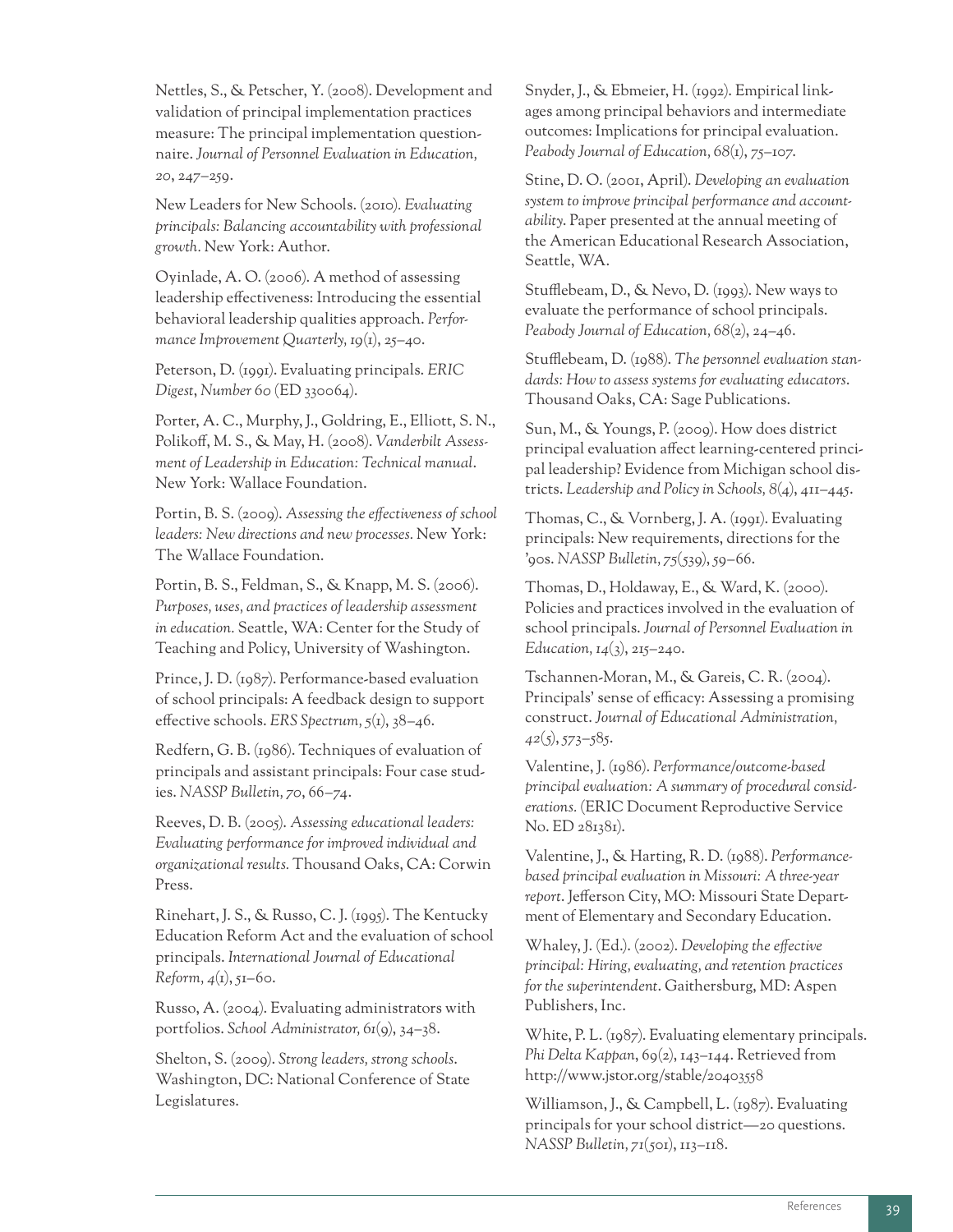Nettles, S., & Petscher, Y. (2008). Development and validation of principal implementation practices measure: The principal implementation questionnaire. *Journal of Personnel Evaluation in Education, 20*, 247–259.

New Leaders for New Schools. (2010). *Evaluating principals: Balancing accountability with professional growth.* New York: Author.

Oyinlade, A. O. (2006). A method of assessing leadership effectiveness: Introducing the essential behavioral leadership qualities approach. *Performance Improvement Quarterly, 19*(1), 25–40.

Peterson, D. (1991). Evaluating principals. *ERIC Digest, Number 60* (ED 330064).

Porter, A. C., Murphy, J., Goldring, E., Elliott, S. N., Polikoff, M. S., & May, H. (2008). *Vanderbilt Assessment of Leadership in Education: Technical manual*. New York: Wallace Foundation.

Portin, B. S. (2009). *Assessing the effectiveness of school leaders: New directions and new processes.* New York: The Wallace Foundation.

Portin, B. S., Feldman, S., & Knapp, M. S. (2006). *Purposes, uses, and practices of leadership assessment in education.* Seattle, WA: Center for the Study of Teaching and Policy, University of Washington.

Prince, J. D. (1987). Performance-based evaluation of school principals: A feedback design to support effective schools. *ERS Spectrum, 5*(1), 38–46.

Redfern, G. B. (1986). Techniques of evaluation of principals and assistant principals: Four case studies. *NASSP Bulletin, 70*, 66–74.

Reeves, D. B. (2005). *Assessing educational leaders: Evaluating performance for improved individual and organizational results.* Thousand Oaks, CA: Corwin Press.

Rinehart, J. S., & Russo, C. J. (1995). The Kentucky Education Reform Act and the evaluation of school principals. *International Journal of Educational Reform, 4*(1), 51–60.

Russo, A. (2004). Evaluating administrators with portfolios. *School Administrator, 61*(9), 34–38.

Shelton, S. (2009). *Strong leaders, strong schools*. Washington, DC: National Conference of State Legislatures.

Snyder, J., & Ebmeier, H. (1992). Empirical linkages among principal behaviors and intermediate outcomes: Implications for principal evaluation. *Peabody Journal of Education, 68*(1), 75–107.

Stine, D. O. (2001, April). *Developing an evaluation system to improve principal performance and accountability*. Paper presented at the annual meeting of the American Educational Research Association, Seattle, WA.

Stufflebeam, D., & Nevo, D. (1993). New ways to evaluate the performance of school principals. *Peabody Journal of Education, 68*(2), 24–46.

Stufflebeam, D. (1988). *The personnel evaluation standards: How to assess systems for evaluating educators*. Thousand Oaks, CA: Sage Publications.

Sun, M., & Youngs, P. (2009). How does district principal evaluation affect learning-centered principal leadership? Evidence from Michigan school districts. *Leadership and Policy in Schools, 8*(4), 411–445.

Thomas, C., & Vornberg, J. A. (1991). Evaluating principals: New requirements, directions for the '90s. *NASSP Bulletin, 75*(539), 59–66.

Thomas, D., Holdaway, E., & Ward, K. (2000). Policies and practices involved in the evaluation of school principals. *Journal of Personnel Evaluation in Education, 14*(3), 215–240.

Tschannen-Moran, M., & Gareis, C. R. (2004). Principals' sense of efficacy: Assessing a promising construct. *Journal of Educational Administration, 42*(5), 573–585.

Valentine, J. (1986). *Performance/outcome-based principal evaluation: A summary of procedural considerations.* (ERIC Document Reproductive Service No. ED 281381).

Valentine, J., & Harting, R. D. (1988). *Performance-based principal evaluation in Missouri: A three-year report*. Jefferson City, MO: Missouri State Department of Elementary and Secondary Education.

Whaley, J. (Ed.). (2002). *Developing the effective principal: Hiring, evaluating, and retention practices for the superintendent*. Gaithersburg, MD: Aspen Publishers, Inc.

White, P. L. (1987). Evaluating elementary principals. *Phi Delta Kappan*, 69(2), 143–144. Retrieved from http://www.jstor.org/stable/20403558

Williamson, J., & Campbell, L. (1987). Evaluating principals for your school district—20 questions. *NASSP Bulletin, 71*(501), 113–118.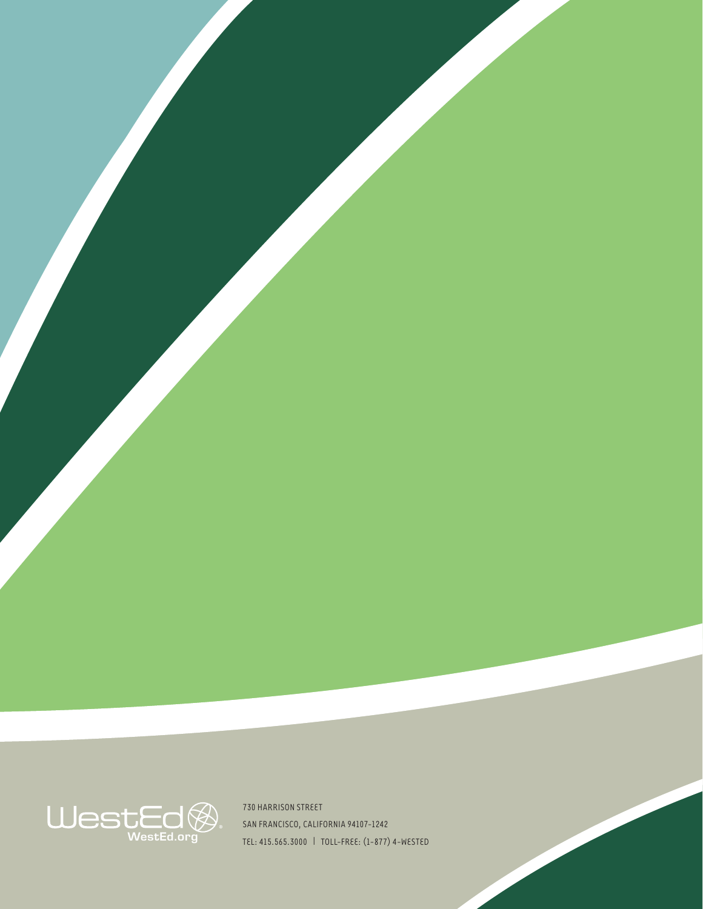WestEd
WestEd.org

730 HARRISON STREET
SAN FRANCISCO, CALIFORNIA 94107-1242
TEL: 415.565.3000 | TOLL-FREE: (1-877) 4-WESTED